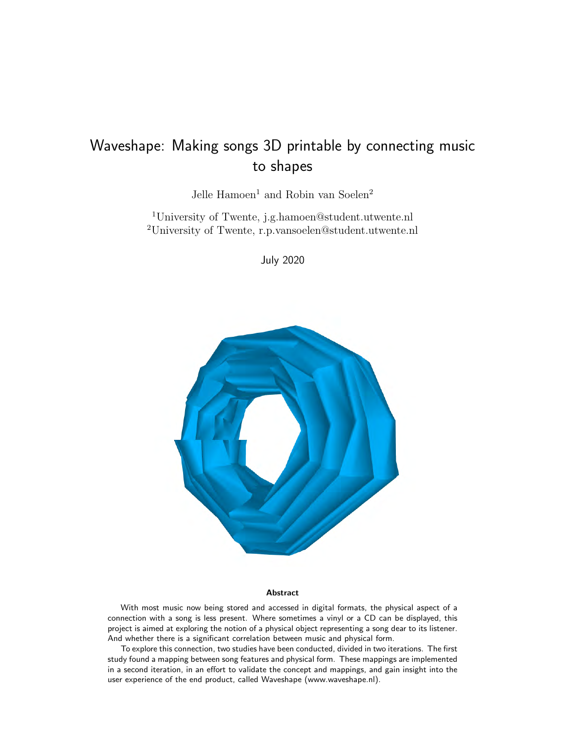# Waveshape: Making songs 3D printable by connecting music to shapes

Jelle Hamoen[1] and Robin van Soelen[2]

[1]University of Twente, j.g.hamoen@student.utwente.nl
[2]University of Twente, r.p.vansoelen@student.utwente.nl

July 2020

**Abstract**

With most music now being stored and accessed in digital formats, the physical aspect of a connection with a song is less present. Where sometimes a vinyl or a CD can be displayed, this project is aimed at exploring the notion of a physical object representing a song dear to its listener. And whether there is a significant correlation between music and physical form.

To explore this connection, two studies have been conducted, divided in two iterations. The first study found a mapping between song features and physical form. These mappings are implemented in a second iteration, in an effort to validate the concept and mappings, and gain insight into the user experience of the end product, called Waveshape (www.waveshape.nl).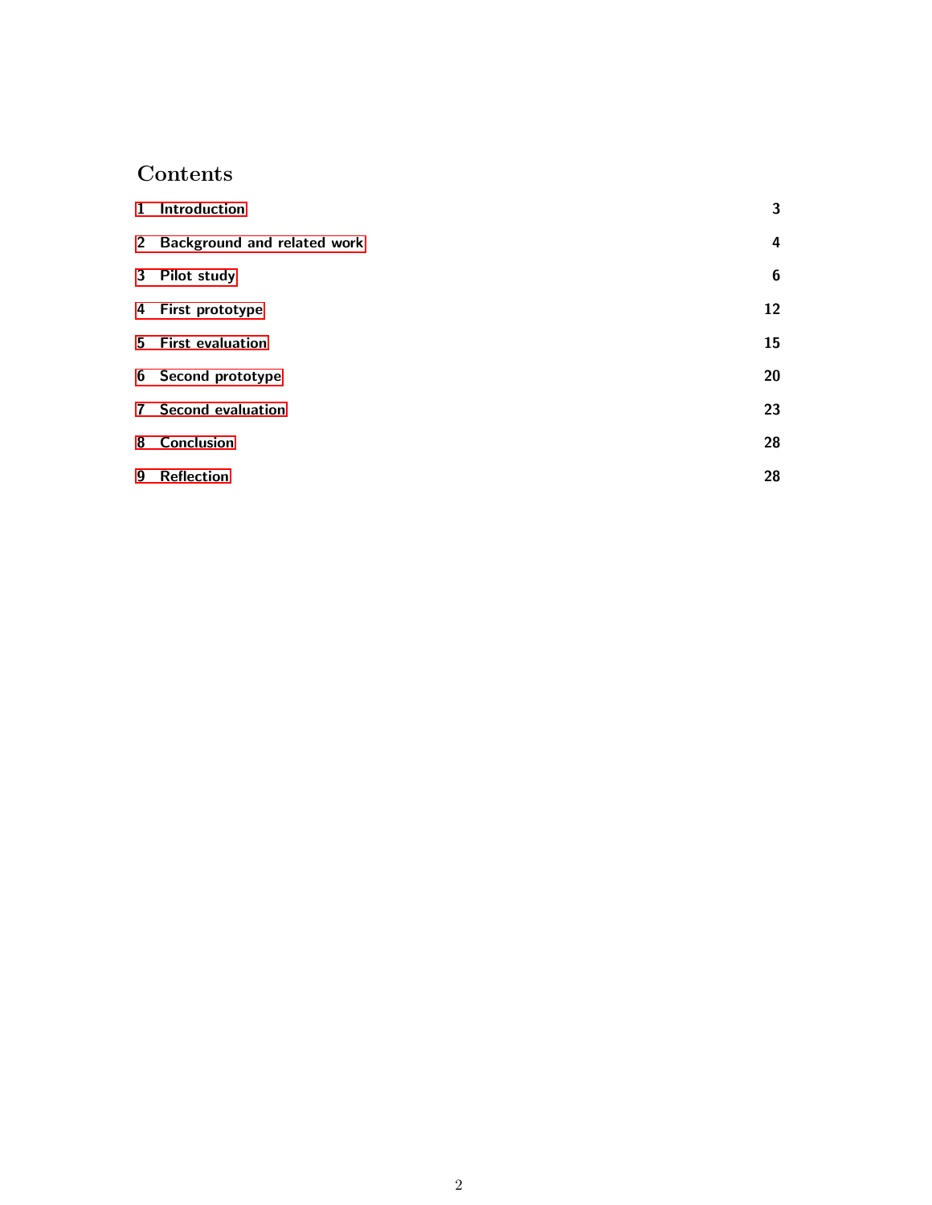# Contents

| | |
|---|---|
| 1 Introduction | 3 |
| 2 Background and related work | 4 |
| 3 Pilot study | 6 |
| 4 First prototype | 12 |
| 5 First evaluation | 15 |
| 6 Second prototype | 20 |
| 7 Second evaluation | 23 |
| 8 Conclusion | 28 |
| 9 Reflection | 28 |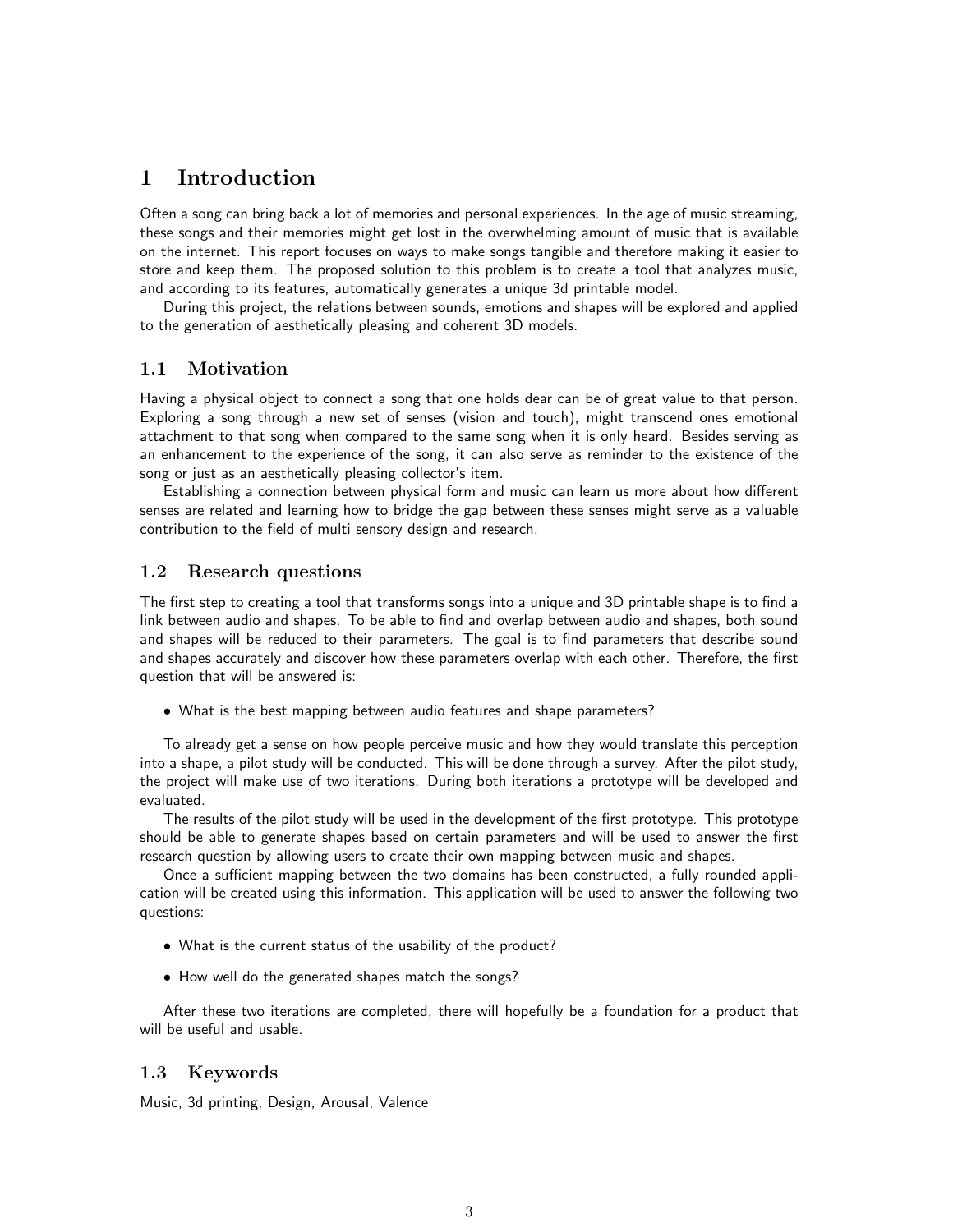# 1 Introduction

Often a song can bring back a lot of memories and personal experiences. In the age of music streaming, these songs and their memories might get lost in the overwhelming amount of music that is available on the internet. This report focuses on ways to make songs tangible and therefore making it easier to store and keep them. The proposed solution to this problem is to create a tool that analyzes music, and according to its features, automatically generates a unique 3d printable model.

During this project, the relations between sounds, emotions and shapes will be explored and applied to the generation of aesthetically pleasing and coherent 3D models.

## 1.1 Motivation

Having a physical object to connect a song that one holds dear can be of great value to that person. Exploring a song through a new set of senses (vision and touch), might transcend ones emotional attachment to that song when compared to the same song when it is only heard. Besides serving as an enhancement to the experience of the song, it can also serve as reminder to the existence of the song or just as an aesthetically pleasing collector's item.

Establishing a connection between physical form and music can learn us more about how different senses are related and learning how to bridge the gap between these senses might serve as a valuable contribution to the field of multi sensory design and research.

## 1.2 Research questions

The first step to creating a tool that transforms songs into a unique and 3D printable shape is to find a link between audio and shapes. To be able to find and overlap between audio and shapes, both sound and shapes will be reduced to their parameters. The goal is to find parameters that describe sound and shapes accurately and discover how these parameters overlap with each other. Therefore, the first question that will be answered is:

- What is the best mapping between audio features and shape parameters?

To already get a sense on how people perceive music and how they would translate this perception into a shape, a pilot study will be conducted. This will be done through a survey. After the pilot study, the project will make use of two iterations. During both iterations a prototype will be developed and evaluated.

The results of the pilot study will be used in the development of the first prototype. This prototype should be able to generate shapes based on certain parameters and will be used to answer the first research question by allowing users to create their own mapping between music and shapes.

Once a sufficient mapping between the two domains has been constructed, a fully rounded application will be created using this information. This application will be used to answer the following two questions:

- What is the current status of the usability of the product?
- How well do the generated shapes match the songs?

After these two iterations are completed, there will hopefully be a foundation for a product that will be useful and usable.

## 1.3 Keywords

Music, 3d printing, Design, Arousal, Valence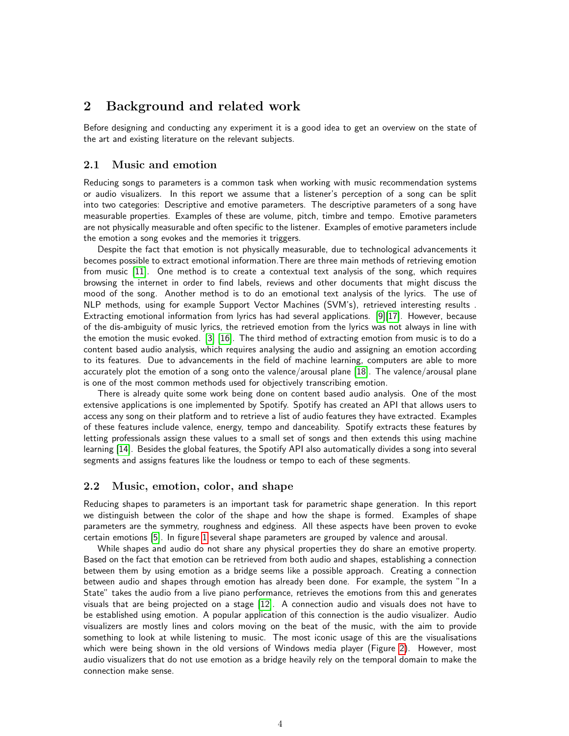# 2 Background and related work

Before designing and conducting any experiment it is a good idea to get an overview on the state of the art and existing literature on the relevant subjects.

## 2.1 Music and emotion

Reducing songs to parameters is a common task when working with music recommendation systems or audio visualizers. In this report we assume that a listener's perception of a song can be split into two categories: Descriptive and emotive parameters. The descriptive parameters of a song have measurable properties. Examples of these are volume, pitch, timbre and tempo. Emotive parameters are not physically measurable and often specific to the listener. Examples of emotive parameters include the emotion a song evokes and the memories it triggers.

Despite the fact that emotion is not physically measurable, due to technological advancements it becomes possible to extract emotional information.There are three main methods of retrieving emotion from music [11]. One method is to create a contextual text analysis of the song, which requires browsing the internet in order to find labels, reviews and other documents that might discuss the mood of the song. Another method is to do an emotional text analysis of the lyrics. The use of NLP methods, using for example Support Vector Machines (SVM's), retrieved interesting results . Extracting emotional information from lyrics has had several applications. [9][17]. However, because of the dis-ambiguity of music lyrics, the retrieved emotion from the lyrics was not always in line with the emotion the music evoked. [3] [16]. The third method of extracting emotion from music is to do a content based audio analysis, which requires analysing the audio and assigning an emotion according to its features. Due to advancements in the field of machine learning, computers are able to more accurately plot the emotion of a song onto the valence/arousal plane [18]. The valence/arousal plane is one of the most common methods used for objectively transcribing emotion.

There is already quite some work being done on content based audio analysis. One of the most extensive applications is one implemented by Spotify. Spotify has created an API that allows users to access any song on their platform and to retrieve a list of audio features they have extracted. Examples of these features include valence, energy, tempo and danceability. Spotify extracts these features by letting professionals assign these values to a small set of songs and then extends this using machine learning [14]. Besides the global features, the Spotify API also automatically divides a song into several segments and assigns features like the loudness or tempo to each of these segments.

## 2.2 Music, emotion, color, and shape

Reducing shapes to parameters is an important task for parametric shape generation. In this report we distinguish between the color of the shape and how the shape is formed. Examples of shape parameters are the symmetry, roughness and edginess. All these aspects have been proven to evoke certain emotions [5]. In figure 1 several shape parameters are grouped by valence and arousal.

While shapes and audio do not share any physical properties they do share an emotive property. Based on the fact that emotion can be retrieved from both audio and shapes, establishing a connection between them by using emotion as a bridge seems like a possible approach. Creating a connection between audio and shapes through emotion has already been done. For example, the system "In a State" takes the audio from a live piano performance, retrieves the emotions from this and generates visuals that are being projected on a stage [12]. A connection audio and visuals does not have to be established using emotion. A popular application of this connection is the audio visualizer. Audio visualizers are mostly lines and colors moving on the beat of the music, with the aim to provide something to look at while listening to music. The most iconic usage of this are the visualisations which were being shown in the old versions of Windows media player (Figure 2). However, most audio visualizers that do not use emotion as a bridge heavily rely on the temporal domain to make the connection make sense.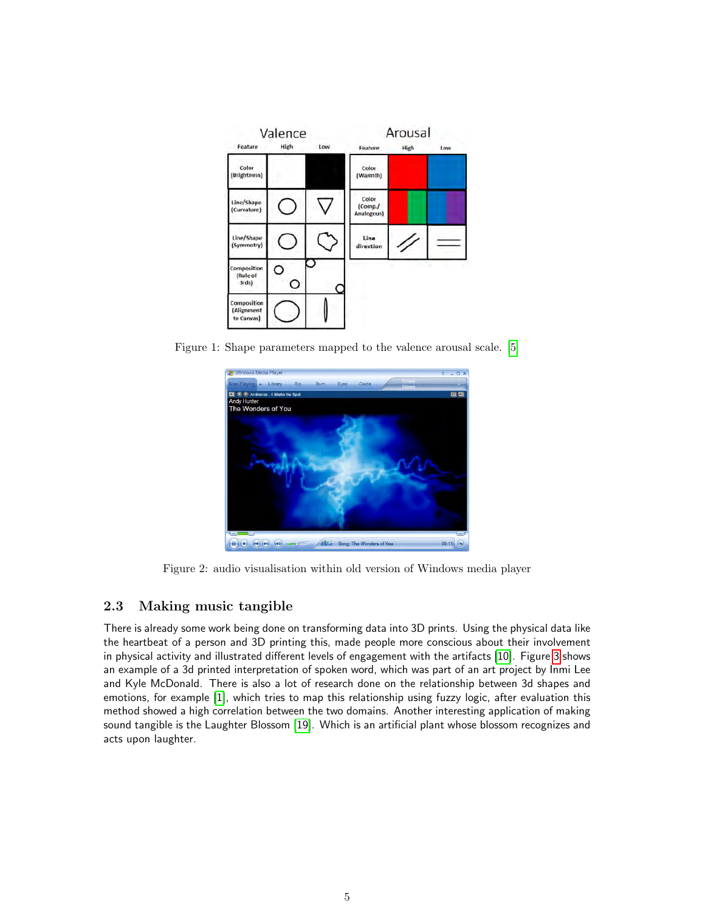Figure 1: Shape parameters mapped to the valence arousal scale. [5]

Figure 2: audio visualisation within old version of Windows media player

### 2.3 Making music tangible

There is already some work being done on transforming data into 3D prints. Using the physical data like the heartbeat of a person and 3D printing this, made people more conscious about their involvement in physical activity and illustrated different levels of engagement with the artifacts [10]. Figure 3 shows an example of a 3d printed interpretation of spoken word, which was part of an art project by Inmi Lee and Kyle McDonald. There is also a lot of research done on the relationship between 3d shapes and emotions, for example [1], which tries to map this relationship using fuzzy logic, after evaluation this method showed a high correlation between the two domains. Another interesting application of making sound tangible is the Laughter Blossom [19]. Which is an artificial plant whose blossom recognizes and acts upon laughter.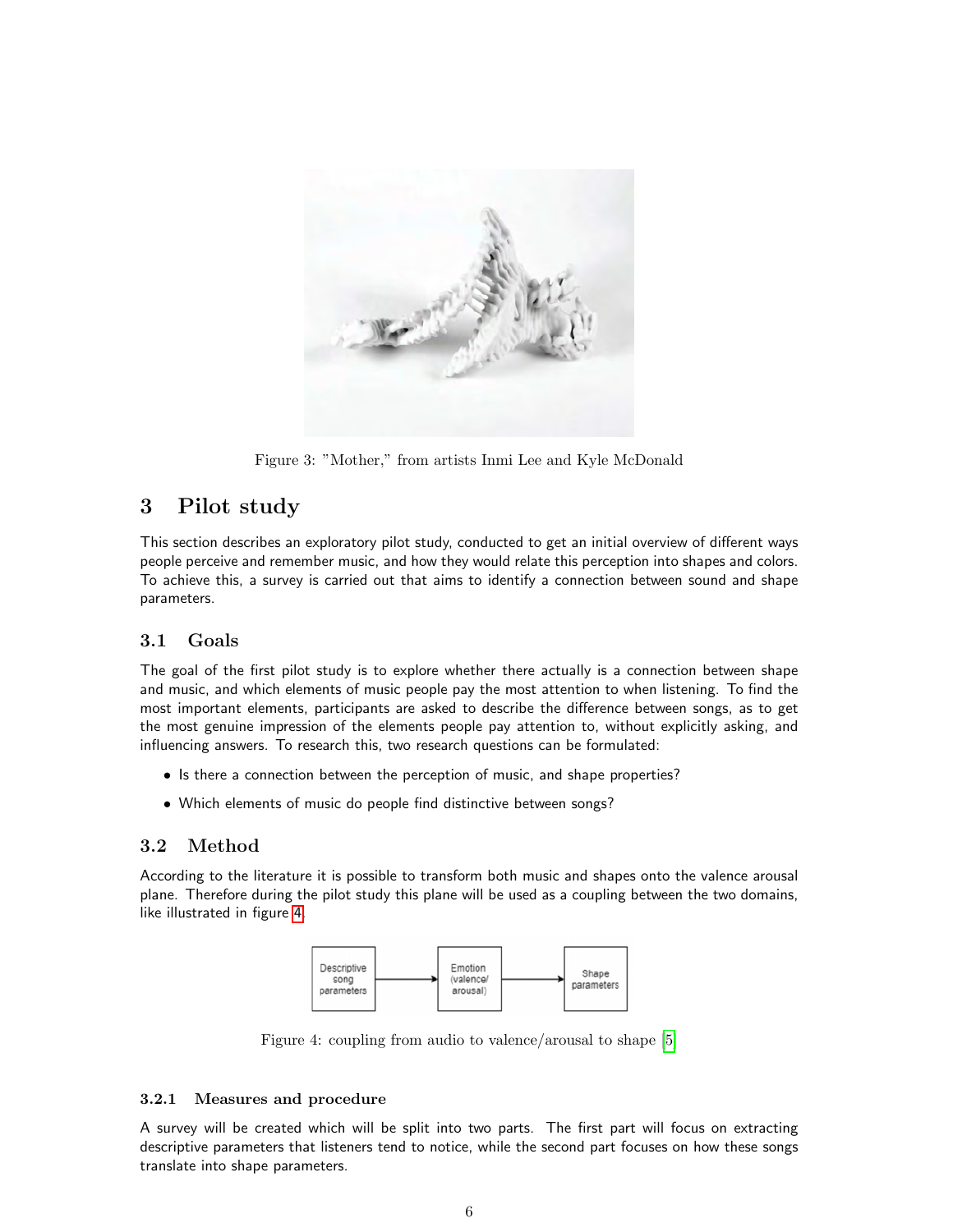Figure 3: "Mother," from artists Inmi Lee and Kyle McDonald

# 3 Pilot study

This section describes an exploratory pilot study, conducted to get an initial overview of different ways people perceive and remember music, and how they would relate this perception into shapes and colors. To achieve this, a survey is carried out that aims to identify a connection between sound and shape parameters.

## 3.1 Goals

The goal of the first pilot study is to explore whether there actually is a connection between shape and music, and which elements of music people pay the most attention to when listening. To find the most important elements, participants are asked to describe the difference between songs, as to get the most genuine impression of the elements people pay attention to, without explicitly asking, and influencing answers. To research this, two research questions can be formulated:

- Is there a connection between the perception of music, and shape properties?
- Which elements of music do people find distinctive between songs?

## 3.2 Method

According to the literature it is possible to transform both music and shapes onto the valence arousal plane. Therefore during the pilot study this plane will be used as a coupling between the two domains, like illustrated in figure 4.

Descriptive song parameters → Emotion (valence/arousal) → Shape parameters

Figure 4: coupling from audio to valence/arousal to shape [5]

### 3.2.1 Measures and procedure

A survey will be created which will be split into two parts. The first part will focus on extracting descriptive parameters that listeners tend to notice, while the second part focuses on how these songs translate into shape parameters.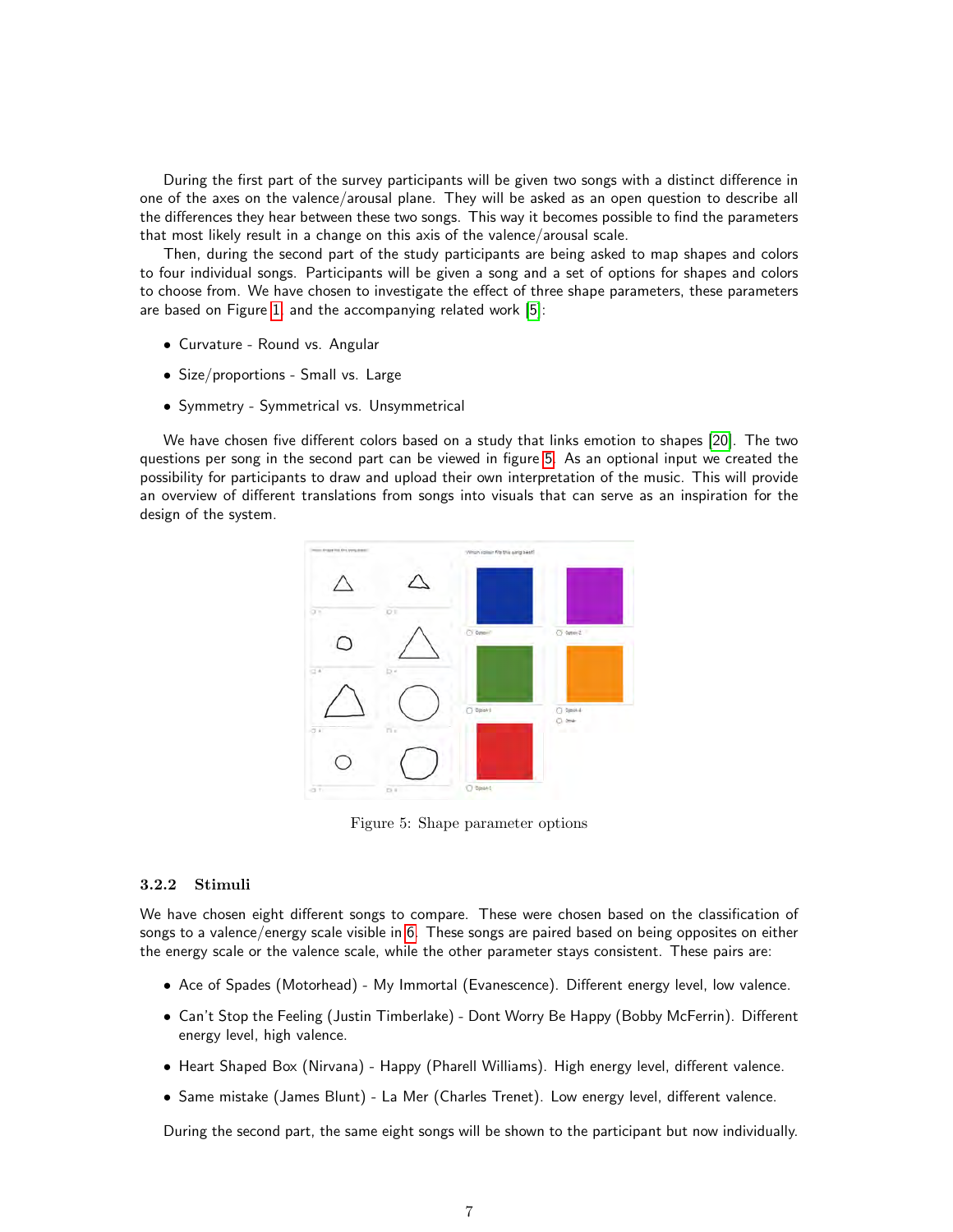During the first part of the survey participants will be given two songs with a distinct difference in one of the axes on the valence/arousal plane. They will be asked as an open question to describe all the differences they hear between these two songs. This way it becomes possible to find the parameters that most likely result in a change on this axis of the valence/arousal scale.

Then, during the second part of the study participants are being asked to map shapes and colors to four individual songs. Participants will be given a song and a set of options for shapes and colors to choose from. We have chosen to investigate the effect of three shape parameters, these parameters are based on Figure 1 and the accompanying related work [5]:

- Curvature - Round vs. Angular
- Size/proportions - Small vs. Large
- Symmetry - Symmetrical vs. Unsymmetrical

We have chosen five different colors based on a study that links emotion to shapes [20]. The two questions per song in the second part can be viewed in figure 5. As an optional input we created the possibility for participants to draw and upload their own interpretation of the music. This will provide an overview of different translations from songs into visuals that can serve as an inspiration for the design of the system.

Figure 5: Shape parameter options

### 3.2.2 Stimuli

We have chosen eight different songs to compare. These were chosen based on the classification of songs to a valence/energy scale visible in 6. These songs are paired based on being opposites on either the energy scale or the valence scale, while the other parameter stays consistent. These pairs are:

- Ace of Spades (Motorhead) - My Immortal (Evanescence). Different energy level, low valence.
- Can't Stop the Feeling (Justin Timberlake) - Dont Worry Be Happy (Bobby McFerrin). Different energy level, high valence.
- Heart Shaped Box (Nirvana) - Happy (Pharell Williams). High energy level, different valence.
- Same mistake (James Blunt) - La Mer (Charles Trenet). Low energy level, different valence.

During the second part, the same eight songs will be shown to the participant but now individually.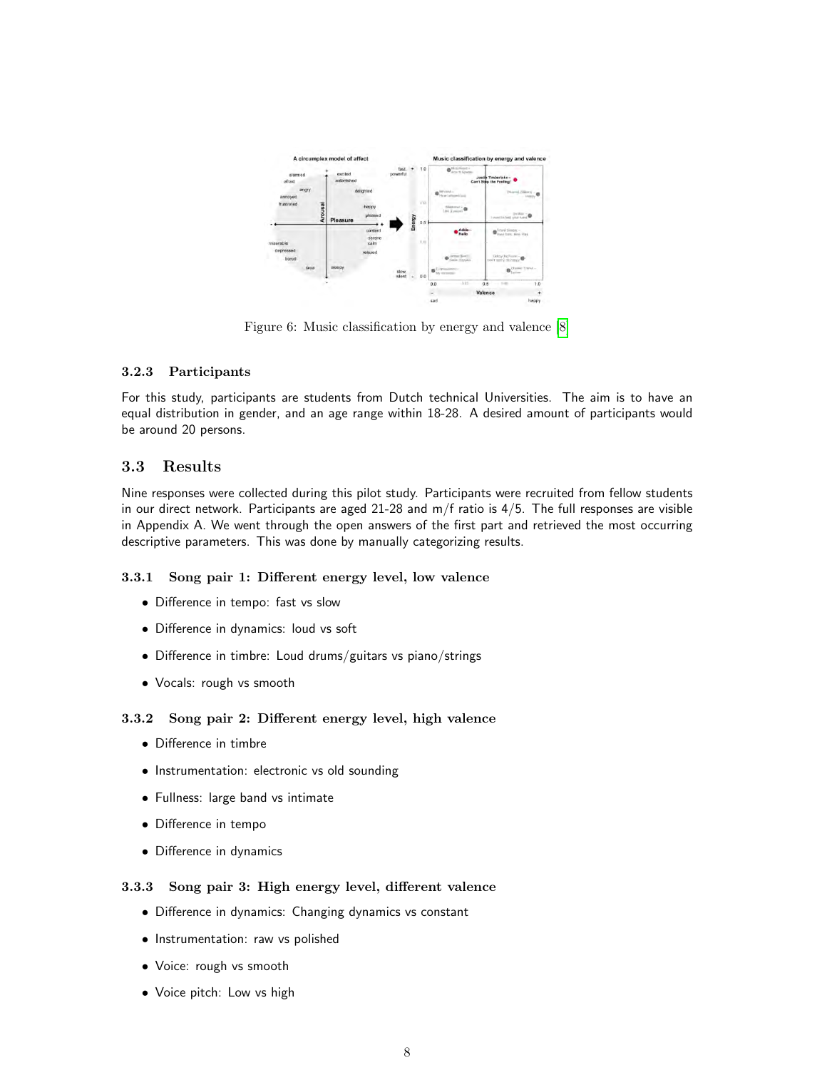Figure 6: Music classification by energy and valence [8]

#### 3.2.3 Participants

For this study, participants are students from Dutch technical Universities. The aim is to have an equal distribution in gender, and an age range within 18-28. A desired amount of participants would be around 20 persons.

### 3.3 Results

Nine responses were collected during this pilot study. Participants were recruited from fellow students in our direct network. Participants are aged 21-28 and m/f ratio is 4/5. The full responses are visible in Appendix A. We went through the open answers of the first part and retrieved the most occurring descriptive parameters. This was done by manually categorizing results.

#### 3.3.1 Song pair 1: Different energy level, low valence

- Difference in tempo: fast vs slow
- Difference in dynamics: loud vs soft
- Difference in timbre: Loud drums/guitars vs piano/strings
- Vocals: rough vs smooth

#### 3.3.2 Song pair 2: Different energy level, high valence

- Difference in timbre
- Instrumentation: electronic vs old sounding
- Fullness: large band vs intimate
- Difference in tempo
- Difference in dynamics

#### 3.3.3 Song pair 3: High energy level, different valence

- Difference in dynamics: Changing dynamics vs constant
- Instrumentation: raw vs polished
- Voice: rough vs smooth
- Voice pitch: Low vs high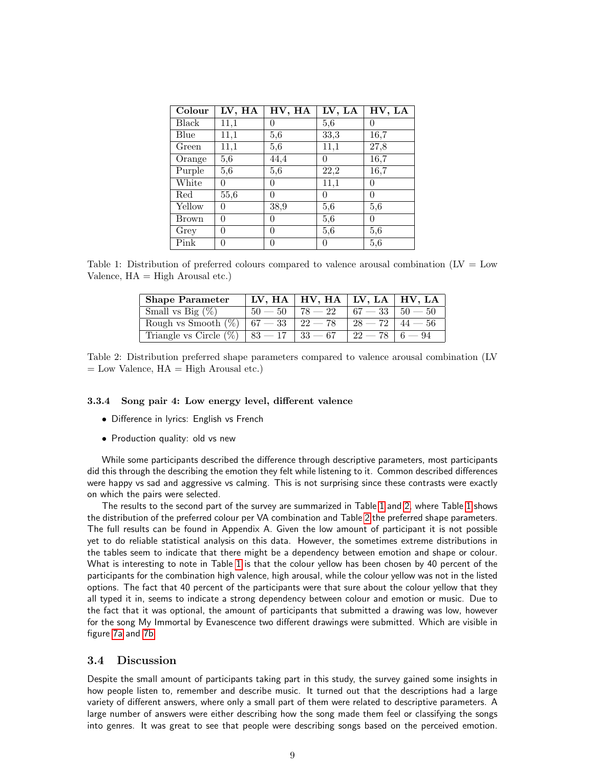| Colour | LV, HA | HV, HA | LV, LA | HV, LA |
|---|---|---|---|---|
| Black | 11,1 | 0 | 5,6 | 0 |
| Blue | 11,1 | 5,6 | 33,3 | 16,7 |
| Green | 11,1 | 5,6 | 11,1 | 27,8 |
| Orange | 5,6 | 44,4 | 0 | 16,7 |
| Purple | 5,6 | 5,6 | 22,2 | 16,7 |
| White | 0 | 0 | 11,1 | 0 |
| Red | 55,6 | 0 | 0 | 0 |
| Yellow | 0 | 38,9 | 5,6 | 5,6 |
| Brown | 0 | 0 | 5,6 | 0 |
| Grey | 0 | 0 | 5,6 | 5,6 |
| Pink | 0 | 0 | 0 | 5,6 |

Table 1: Distribution of preferred colours compared to valence arousal combination (LV = Low Valence, HA = High Arousal etc.)

| Shape Parameter | LV, HA | HV, HA | LV, LA | HV, LA |
|---|---|---|---|---|
| Small vs Big (%) | 50 — 50 | 78 — 22 | 67 — 33 | 50 — 50 |
| Rough vs Smooth (%) | 67 — 33 | 22 — 78 | 28 — 72 | 44 — 56 |
| Triangle vs Circle (%) | 83 — 17 | 33 — 67 | 22 — 78 | 6 — 94 |

Table 2: Distribution preferred shape parameters compared to valence arousal combination (LV = Low Valence, HA = High Arousal etc.)

#### 3.3.4 Song pair 4: Low energy level, different valence

- Difference in lyrics: English vs French
- Production quality: old vs new

While some participants described the difference through descriptive parameters, most participants did this through the describing the emotion they felt while listening to it. Common described differences were happy vs sad and aggressive vs calming. This is not surprising since these contrasts were exactly on which the pairs were selected.

The results to the second part of the survey are summarized in Table 1 and 2, where Table 1 shows the distribution of the preferred colour per VA combination and Table 2 the preferred shape parameters. The full results can be found in Appendix A. Given the low amount of participant it is not possible yet to do reliable statistical analysis on this data. However, the sometimes extreme distributions in the tables seem to indicate that there might be a dependency between emotion and shape or colour. What is interesting to note in Table 1 is that the colour yellow has been chosen by 40 percent of the participants for the combination high valence, high arousal, while the colour yellow was not in the listed options. The fact that 40 percent of the participants were that sure about the colour yellow that they all typed it in, seems to indicate a strong dependency between colour and emotion or music. Due to the fact that it was optional, the amount of participants that submitted a drawing was low, however for the song My Immortal by Evanescence two different drawings were submitted. Which are visible in figure 7a and 7b.

### 3.4 Discussion

Despite the small amount of participants taking part in this study, the survey gained some insights in how people listen to, remember and describe music. It turned out that the descriptions had a large variety of different answers, where only a small part of them were related to descriptive parameters. A large number of answers were either describing how the song made them feel or classifying the songs into genres. It was great to see that people were describing songs based on the perceived emotion.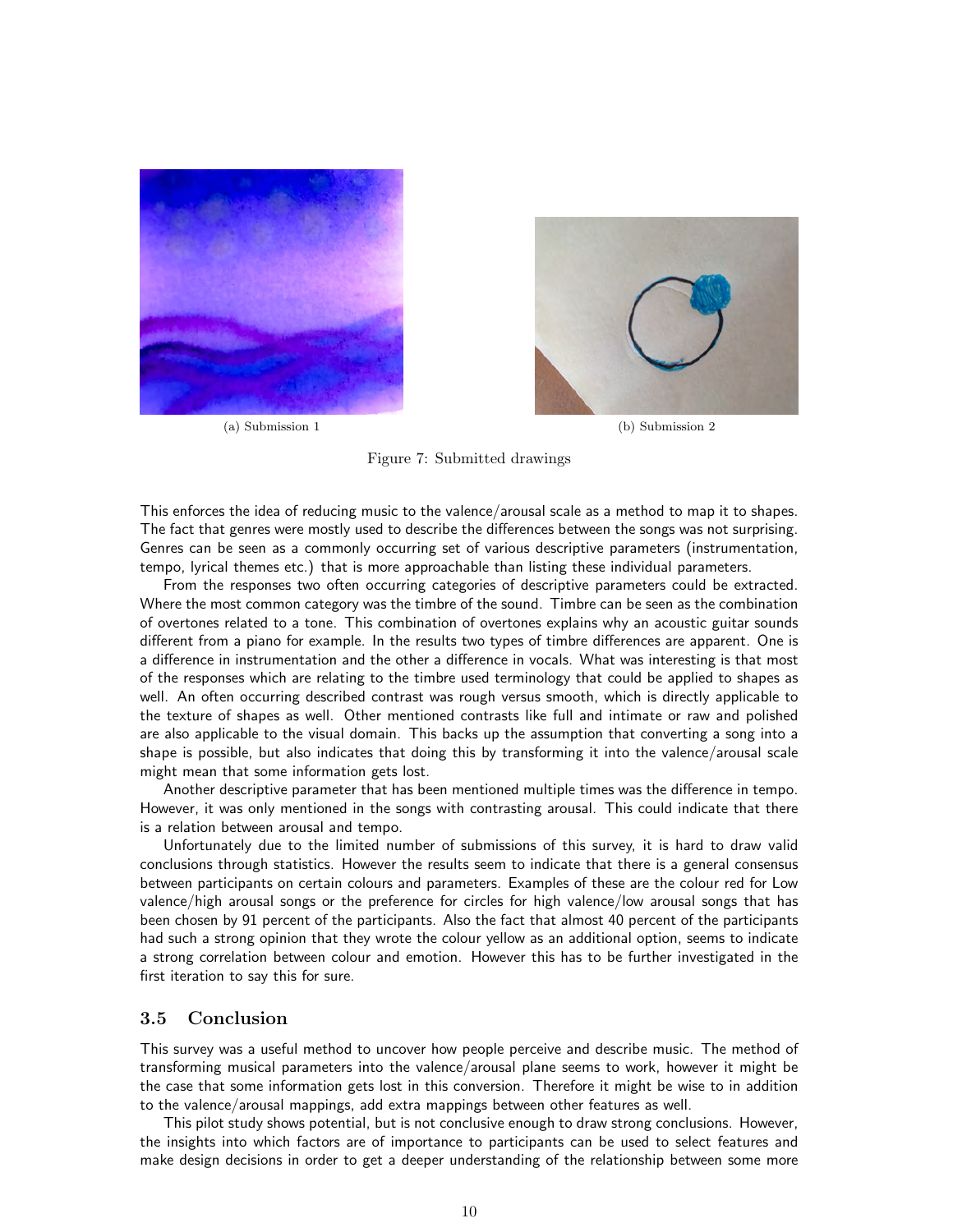(a) Submission 1

(b) Submission 2

Figure 7: Submitted drawings

This enforces the idea of reducing music to the valence/arousal scale as a method to map it to shapes. The fact that genres were mostly used to describe the differences between the songs was not surprising. Genres can be seen as a commonly occurring set of various descriptive parameters (instrumentation, tempo, lyrical themes etc.) that is more approachable than listing these individual parameters.

From the responses two often occurring categories of descriptive parameters could be extracted. Where the most common category was the timbre of the sound. Timbre can be seen as the combination of overtones related to a tone. This combination of overtones explains why an acoustic guitar sounds different from a piano for example. In the results two types of timbre differences are apparent. One is a difference in instrumentation and the other a difference in vocals. What was interesting is that most of the responses which are relating to the timbre used terminology that could be applied to shapes as well. An often occurring described contrast was rough versus smooth, which is directly applicable to the texture of shapes as well. Other mentioned contrasts like full and intimate or raw and polished are also applicable to the visual domain. This backs up the assumption that converting a song into a shape is possible, but also indicates that doing this by transforming it into the valence/arousal scale might mean that some information gets lost.

Another descriptive parameter that has been mentioned multiple times was the difference in tempo. However, it was only mentioned in the songs with contrasting arousal. This could indicate that there is a relation between arousal and tempo.

Unfortunately due to the limited number of submissions of this survey, it is hard to draw valid conclusions through statistics. However the results seem to indicate that there is a general consensus between participants on certain colours and parameters. Examples of these are the colour red for Low valence/high arousal songs or the preference for circles for high valence/low arousal songs that has been chosen by 91 percent of the participants. Also the fact that almost 40 percent of the participants had such a strong opinion that they wrote the colour yellow as an additional option, seems to indicate a strong correlation between colour and emotion. However this has to be further investigated in the first iteration to say this for sure.

### 3.5 Conclusion

This survey was a useful method to uncover how people perceive and describe music. The method of transforming musical parameters into the valence/arousal plane seems to work, however it might be the case that some information gets lost in this conversion. Therefore it might be wise to in addition to the valence/arousal mappings, add extra mappings between other features as well.

This pilot study shows potential, but is not conclusive enough to draw strong conclusions. However, the insights into which factors are of importance to participants can be used to select features and make design decisions in order to get a deeper understanding of the relationship between some more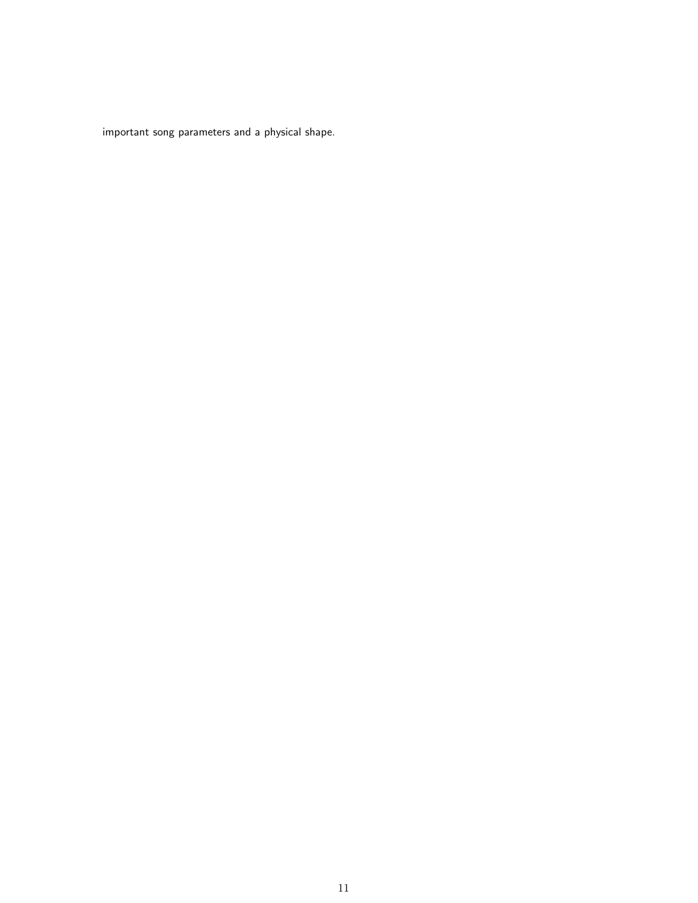important song parameters and a physical shape.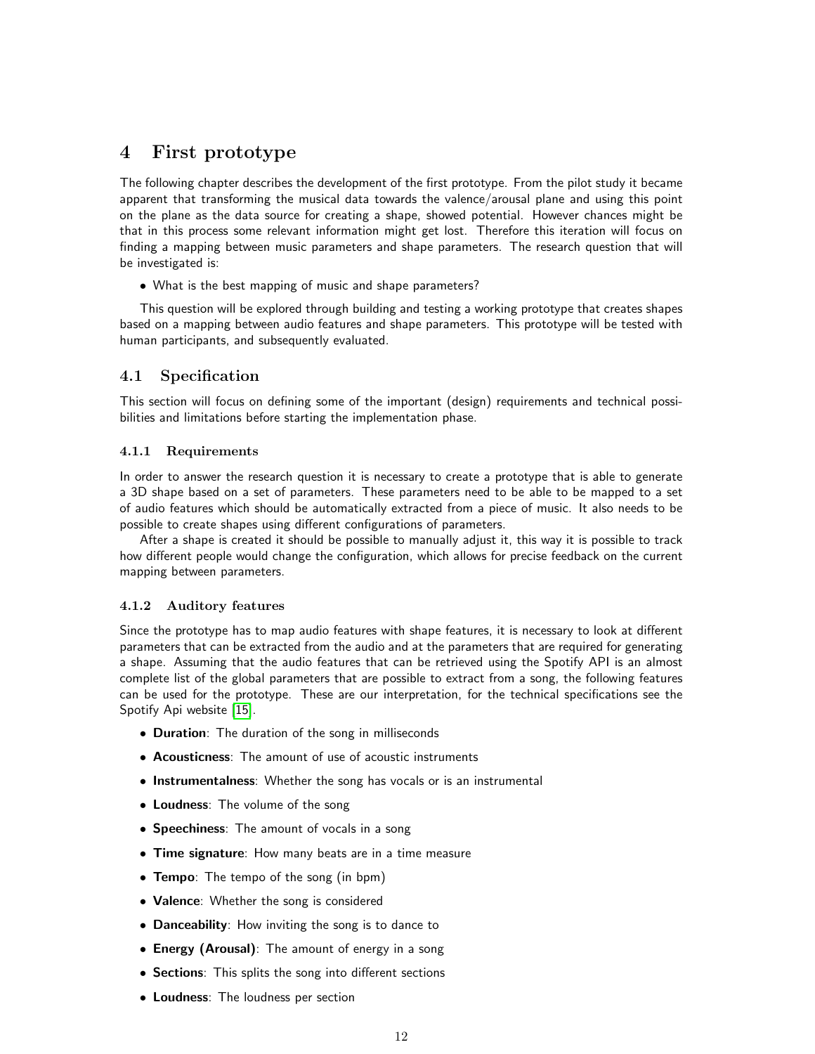# 4 First prototype

The following chapter describes the development of the first prototype. From the pilot study it became apparent that transforming the musical data towards the valence/arousal plane and using this point on the plane as the data source for creating a shape, showed potential. However chances might be that in this process some relevant information might get lost. Therefore this iteration will focus on finding a mapping between music parameters and shape parameters. The research question that will be investigated is:

- What is the best mapping of music and shape parameters?

This question will be explored through building and testing a working prototype that creates shapes based on a mapping between audio features and shape parameters. This prototype will be tested with human participants, and subsequently evaluated.

## 4.1 Specification

This section will focus on defining some of the important (design) requirements and technical possibilities and limitations before starting the implementation phase.

### 4.1.1 Requirements

In order to answer the research question it is necessary to create a prototype that is able to generate a 3D shape based on a set of parameters. These parameters need to be able to be mapped to a set of audio features which should be automatically extracted from a piece of music. It also needs to be possible to create shapes using different configurations of parameters.

After a shape is created it should be possible to manually adjust it, this way it is possible to track how different people would change the configuration, which allows for precise feedback on the current mapping between parameters.

### 4.1.2 Auditory features

Since the prototype has to map audio features with shape features, it is necessary to look at different parameters that can be extracted from the audio and at the parameters that are required for generating a shape. Assuming that the audio features that can be retrieved using the Spotify API is an almost complete list of the global parameters that are possible to extract from a song, the following features can be used for the prototype. These are our interpretation, for the technical specifications see the Spotify Api website [15].

- **Duration**: The duration of the song in milliseconds
- **Acousticness**: The amount of use of acoustic instruments
- **Instrumentalness**: Whether the song has vocals or is an instrumental
- **Loudness**: The volume of the song
- **Speechiness**: The amount of vocals in a song
- **Time signature**: How many beats are in a time measure
- **Tempo**: The tempo of the song (in bpm)
- **Valence**: Whether the song is considered
- **Danceability**: How inviting the song is to dance to
- **Energy (Arousal)**: The amount of energy in a song
- **Sections**: This splits the song into different sections
- **Loudness**: The loudness per section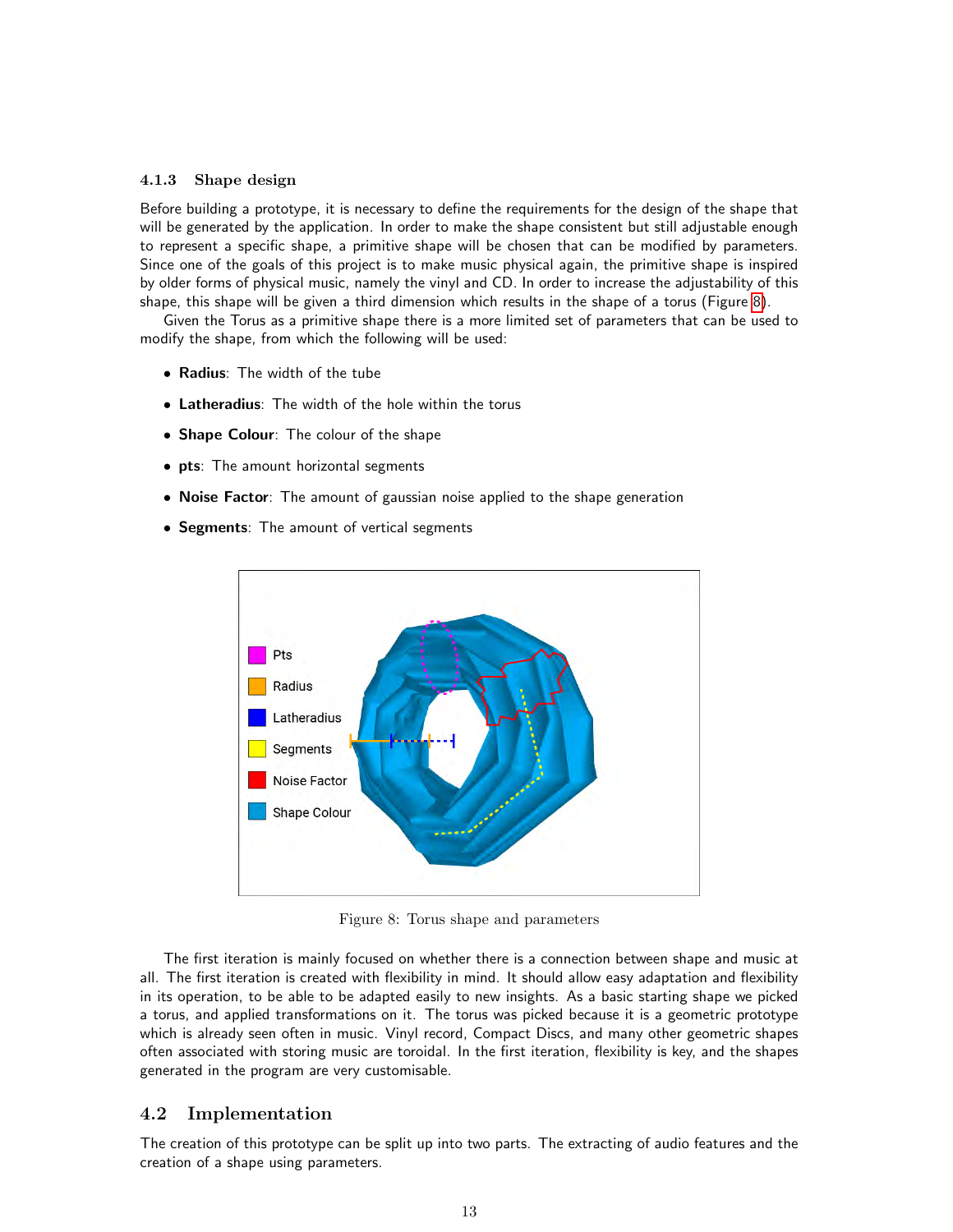### 4.1.3 Shape design

Before building a prototype, it is necessary to define the requirements for the design of the shape that will be generated by the application. In order to make the shape consistent but still adjustable enough to represent a specific shape, a primitive shape will be chosen that can be modified by parameters. Since one of the goals of this project is to make music physical again, the primitive shape is inspired by older forms of physical music, namely the vinyl and CD. In order to increase the adjustability of this shape, this shape will be given a third dimension which results in the shape of a torus (Figure 8).

Given the Torus as a primitive shape there is a more limited set of parameters that can be used to modify the shape, from which the following will be used:

- **Radius**: The width of the tube
- **Latheradius**: The width of the hole within the torus
- **Shape Colour**: The colour of the shape
- **pts**: The amount horizontal segments
- **Noise Factor**: The amount of gaussian noise applied to the shape generation
- **Segments**: The amount of vertical segments

Figure 8: Torus shape and parameters

The first iteration is mainly focused on whether there is a connection between shape and music at all. The first iteration is created with flexibility in mind. It should allow easy adaptation and flexibility in its operation, to be able to be adapted easily to new insights. As a basic starting shape we picked a torus, and applied transformations on it. The torus was picked because it is a geometric prototype which is already seen often in music. Vinyl record, Compact Discs, and many other geometric shapes often associated with storing music are toroidal. In the first iteration, flexibility is key, and the shapes generated in the program are very customisable.

## 4.2 Implementation

The creation of this prototype can be split up into two parts. The extracting of audio features and the creation of a shape using parameters.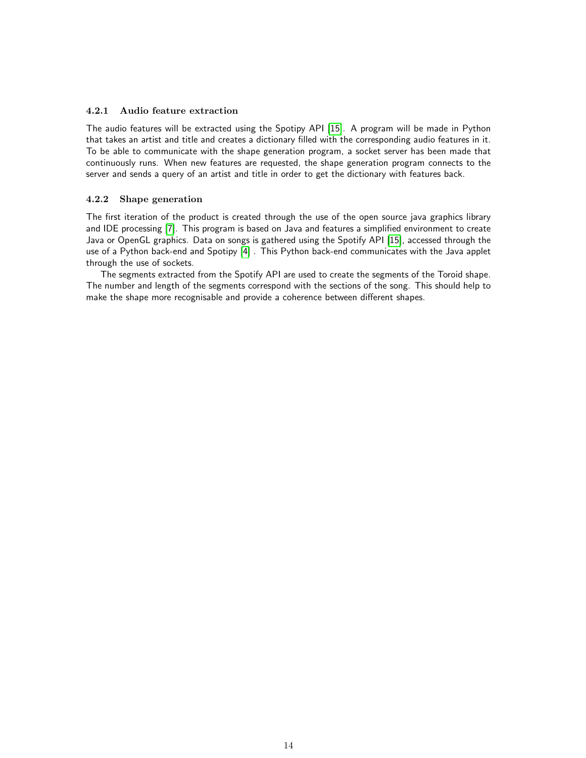### 4.2.1 Audio feature extraction

The audio features will be extracted using the Spotipy API [15]. A program will be made in Python that takes an artist and title and creates a dictionary filled with the corresponding audio features in it. To be able to communicate with the shape generation program, a socket server has been made that continuously runs. When new features are requested, the shape generation program connects to the server and sends a query of an artist and title in order to get the dictionary with features back.

### 4.2.2 Shape generation

The first iteration of the product is created through the use of the open source java graphics library and IDE processing [7]. This program is based on Java and features a simplified environment to create Java or OpenGL graphics. Data on songs is gathered using the Spotify API [15], accessed through the use of a Python back-end and Spotipy [4] . This Python back-end communicates with the Java applet through the use of sockets.

The segments extracted from the Spotify API are used to create the segments of the Toroid shape. The number and length of the segments correspond with the sections of the song. This should help to make the shape more recognisable and provide a coherence between different shapes.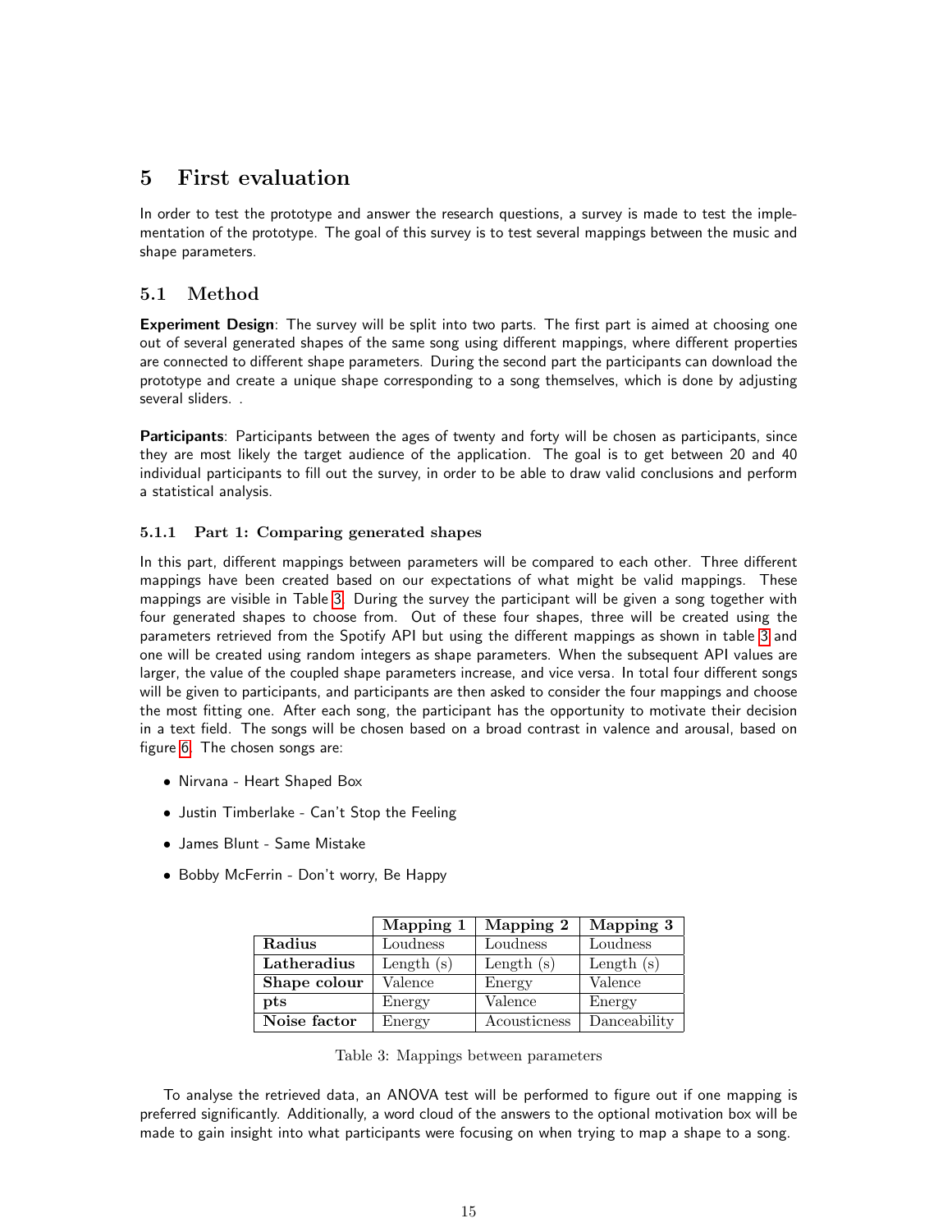# 5 First evaluation

In order to test the prototype and answer the research questions, a survey is made to test the implementation of the prototype. The goal of this survey is to test several mappings between the music and shape parameters.

## 5.1 Method

**Experiment Design**: The survey will be split into two parts. The first part is aimed at choosing one out of several generated shapes of the same song using different mappings, where different properties are connected to different shape parameters. During the second part the participants can download the prototype and create a unique shape corresponding to a song themselves, which is done by adjusting several sliders. .

**Participants**: Participants between the ages of twenty and forty will be chosen as participants, since they are most likely the target audience of the application. The goal is to get between 20 and 40 individual participants to fill out the survey, in order to be able to draw valid conclusions and perform a statistical analysis.

### 5.1.1 Part 1: Comparing generated shapes

In this part, different mappings between parameters will be compared to each other. Three different mappings have been created based on our expectations of what might be valid mappings. These mappings are visible in Table 3. During the survey the participant will be given a song together with four generated shapes to choose from. Out of these four shapes, three will be created using the parameters retrieved from the Spotify API but using the different mappings as shown in table 3 and one will be created using random integers as shape parameters. When the subsequent API values are larger, the value of the coupled shape parameters increase, and vice versa. In total four different songs will be given to participants, and participants are then asked to consider the four mappings and choose the most fitting one. After each song, the participant has the opportunity to motivate their decision in a text field. The songs will be chosen based on a broad contrast in valence and arousal, based on figure 6. The chosen songs are:

- Nirvana - Heart Shaped Box
- Justin Timberlake - Can't Stop the Feeling
- James Blunt - Same Mistake
- Bobby McFerrin - Don't worry, Be Happy

| | **Mapping 1** | **Mapping 2** | **Mapping 3** |
|---|---|---|---|
| **Radius** | Loudness | Loudness | Loudness |
| **Latheradius** | Length (s) | Length (s) | Length (s) |
| **Shape colour** | Valence | Energy | Valence |
| **pts** | Energy | Valence | Energy |
| **Noise factor** | Energy | Acousticness | Danceability |

Table 3: Mappings between parameters

To analyse the retrieved data, an ANOVA test will be performed to figure out if one mapping is preferred significantly. Additionally, a word cloud of the answers to the optional motivation box will be made to gain insight into what participants were focusing on when trying to map a shape to a song.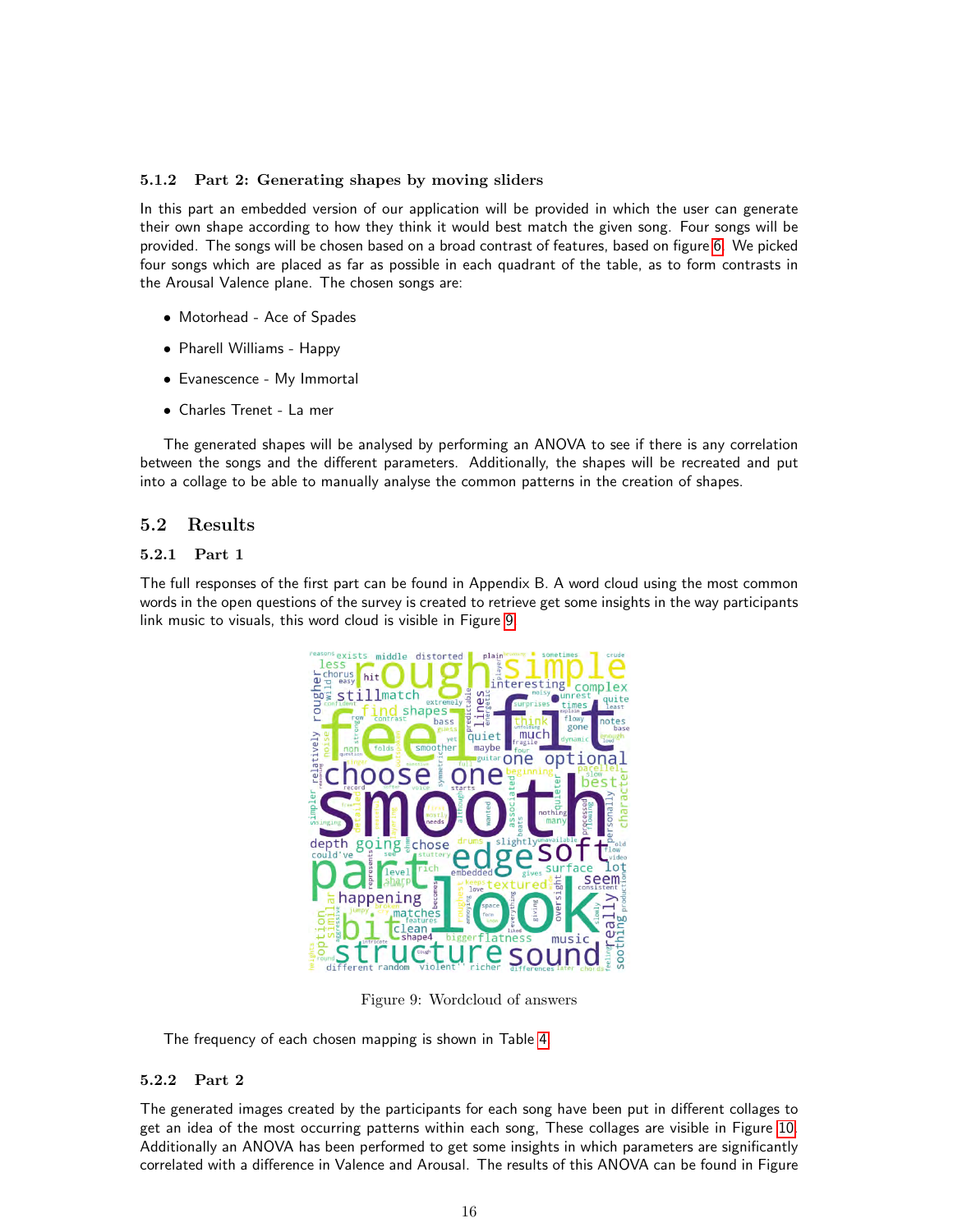### 5.1.2 Part 2: Generating shapes by moving sliders

In this part an embedded version of our application will be provided in which the user can generate their own shape according to how they think it would best match the given song. Four songs will be provided. The songs will be chosen based on a broad contrast of features, based on figure 6. We picked four songs which are placed as far as possible in each quadrant of the table, as to form contrasts in the Arousal Valence plane. The chosen songs are:

- Motorhead - Ace of Spades
- Pharell Williams - Happy
- Evanescence - My Immortal
- Charles Trenet - La mer

The generated shapes will be analysed by performing an ANOVA to see if there is any correlation between the songs and the different parameters. Additionally, the shapes will be recreated and put into a collage to be able to manually analyse the common patterns in the creation of shapes.

## 5.2 Results

### 5.2.1 Part 1

The full responses of the first part can be found in Appendix B. A word cloud using the most common words in the open questions of the survey is created to retrieve get some insights in the way participants link music to visuals, this word cloud is visible in Figure 9.

Figure 9: Wordcloud of answers

The frequency of each chosen mapping is shown in Table 4.

### 5.2.2 Part 2

The generated images created by the participants for each song have been put in different collages to get an idea of the most occurring patterns within each song, These collages are visible in Figure 10. Additionally an ANOVA has been performed to get some insights in which parameters are significantly correlated with a difference in Valence and Arousal. The results of this ANOVA can be found in Figure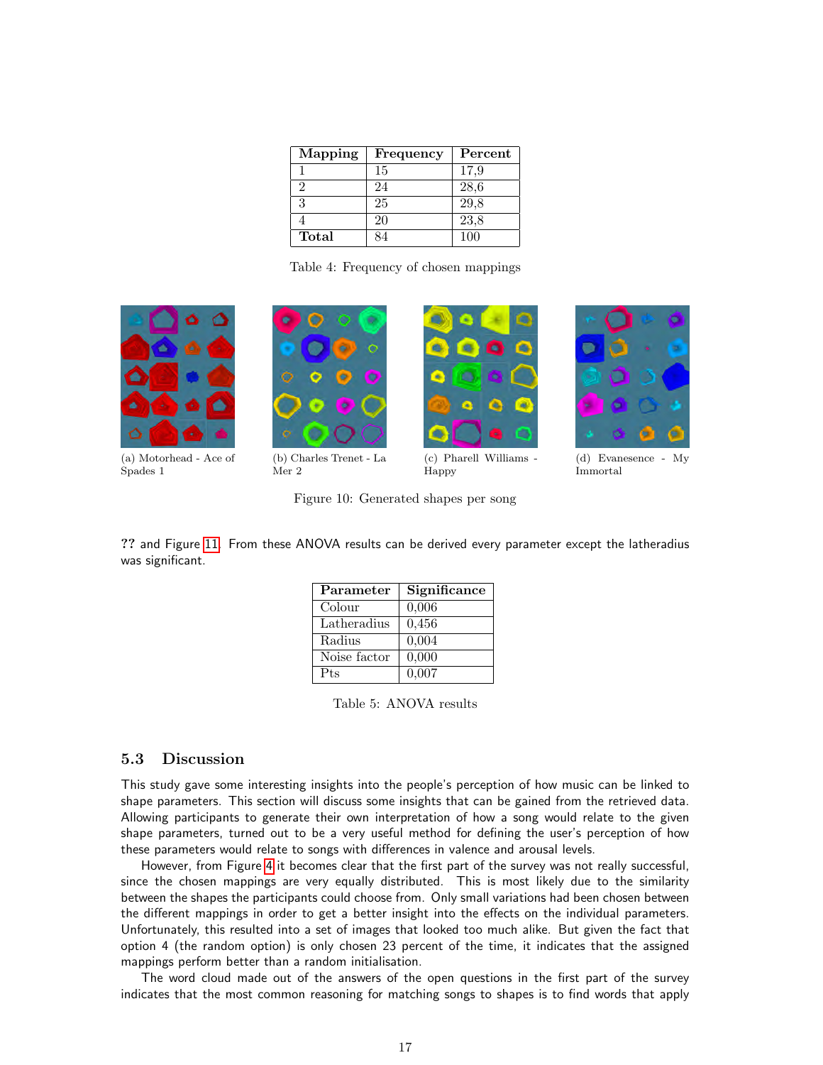| Mapping | Frequency | Percent |
|---|---|---|
| 1 | 15 | 17,9 |
| 2 | 24 | 28,6 |
| 3 | 25 | 29,8 |
| 4 | 20 | 23,8 |
| **Total** | 84 | 100 |

Table 4: Frequency of chosen mappings

(a) Motorhead - Ace of Spades 1

(b) Charles Trenet - La Mer 2

(c) Pharell Williams - Happy

(d) Evanesence - My Immortal

Figure 10: Generated shapes per song

?? and Figure 11. From these ANOVA results can be derived every parameter except the latheradius was significant.

| Parameter | Significance |
|---|---|
| Colour | 0,006 |
| Latheradius | 0,456 |
| Radius | 0,004 |
| Noise factor | 0,000 |
| Pts | 0,007 |

Table 5: ANOVA results

### 5.3 Discussion

This study gave some interesting insights into the people's perception of how music can be linked to shape parameters. This section will discuss some insights that can be gained from the retrieved data. Allowing participants to generate their own interpretation of how a song would relate to the given shape parameters, turned out to be a very useful method for defining the user's perception of how these parameters would relate to songs with differences in valence and arousal levels.

However, from Figure 4 it becomes clear that the first part of the survey was not really successful, since the chosen mappings are very equally distributed. This is most likely due to the similarity between the shapes the participants could choose from. Only small variations had been chosen between the different mappings in order to get a better insight into the effects on the individual parameters. Unfortunately, this resulted into a set of images that looked too much alike. But given the fact that option 4 (the random option) is only chosen 23 percent of the time, it indicates that the assigned mappings perform better than a random initialisation.

The word cloud made out of the answers of the open questions in the first part of the survey indicates that the most common reasoning for matching songs to shapes is to find words that apply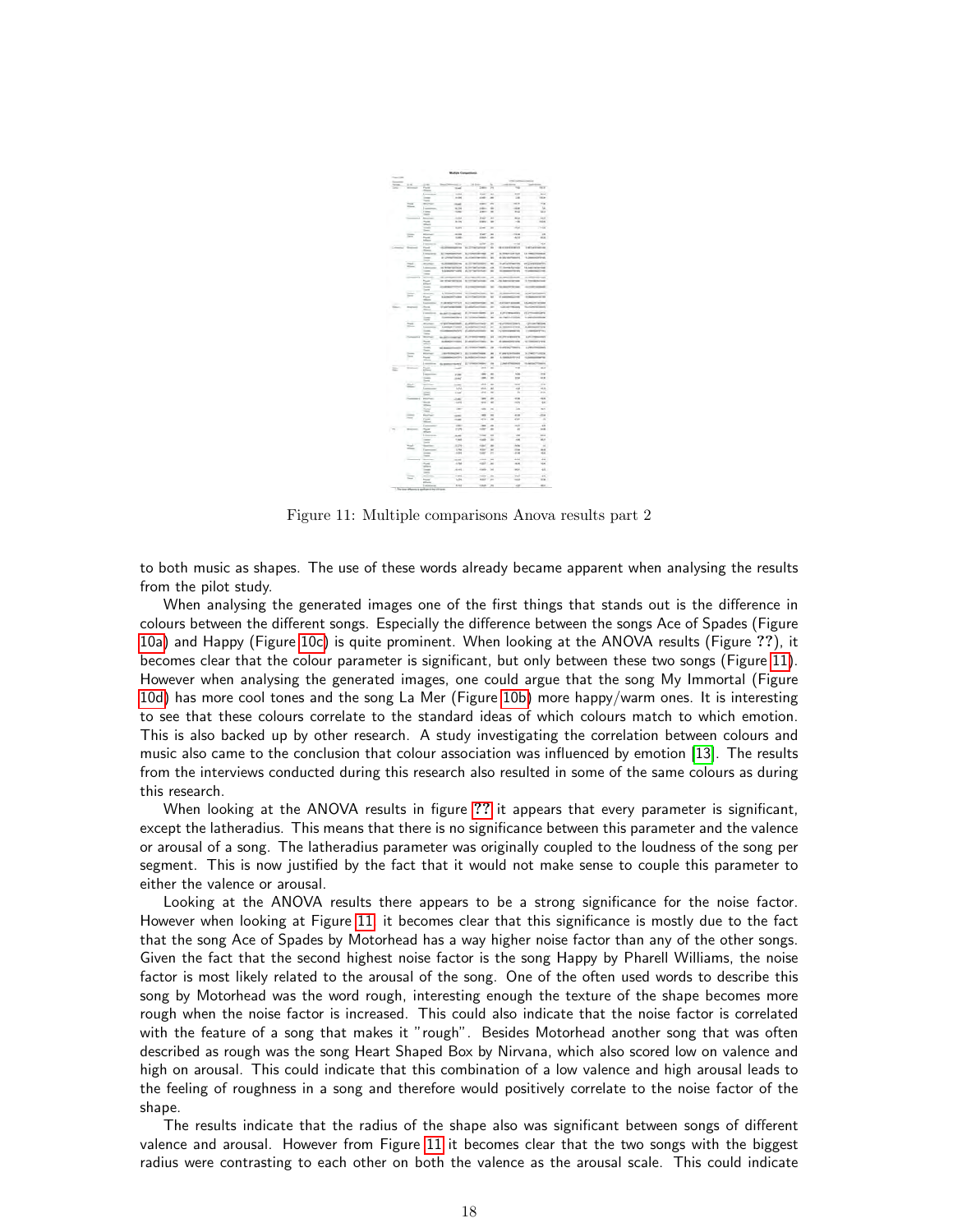Figure 11: Multiple comparisons Anova results part 2

to both music as shapes. The use of these words already became apparent when analysing the results from the pilot study.

When analysing the generated images one of the first things that stands out is the difference in colours between the different songs. Especially the difference between the songs Ace of Spades (Figure 10a) and Happy (Figure 10c) is quite prominent. When looking at the ANOVA results (Figure ??), it becomes clear that the colour parameter is significant, but only between these two songs (Figure 11). However when analysing the generated images, one could argue that the song My Immortal (Figure 10d) has more cool tones and the song La Mer (Figure 10b) more happy/warm ones. It is interesting to see that these colours correlate to the standard ideas of which colours match to which emotion. This is also backed up by other research. A study investigating the correlation between colours and music also came to the conclusion that colour association was influenced by emotion [13]. The results from the interviews conducted during this research also resulted in some of the same colours as during this research.

When looking at the ANOVA results in figure ?? it appears that every parameter is significant, except the latheradius. This means that there is no significance between this parameter and the valence or arousal of a song. The latheradius parameter was originally coupled to the loudness of the song per segment. This is now justified by the fact that it would not make sense to couple this parameter to either the valence or arousal.

Looking at the ANOVA results there appears to be a strong significance for the noise factor. However when looking at Figure 11, it becomes clear that this significance is mostly due to the fact that the song Ace of Spades by Motorhead has a way higher noise factor than any of the other songs. Given the fact that the second highest noise factor is the song Happy by Pharell Williams, the noise factor is most likely related to the arousal of the song. One of the often used words to describe this song by Motorhead was the word rough, interesting enough the texture of the shape becomes more rough when the noise factor is increased. This could also indicate that the noise factor is correlated with the feature of a song that makes it "rough". Besides Motorhead another song that was often described as rough was the song Heart Shaped Box by Nirvana, which also scored low on valence and high on arousal. This could indicate that this combination of a low valence and high arousal leads to the feeling of roughness in a song and therefore would positively correlate to the noise factor of the shape.

The results indicate that the radius of the shape also was significant between songs of different valence and arousal. However from Figure 11 it becomes clear that the two songs with the biggest radius were contrasting to each other on both the valence as the arousal scale. This could indicate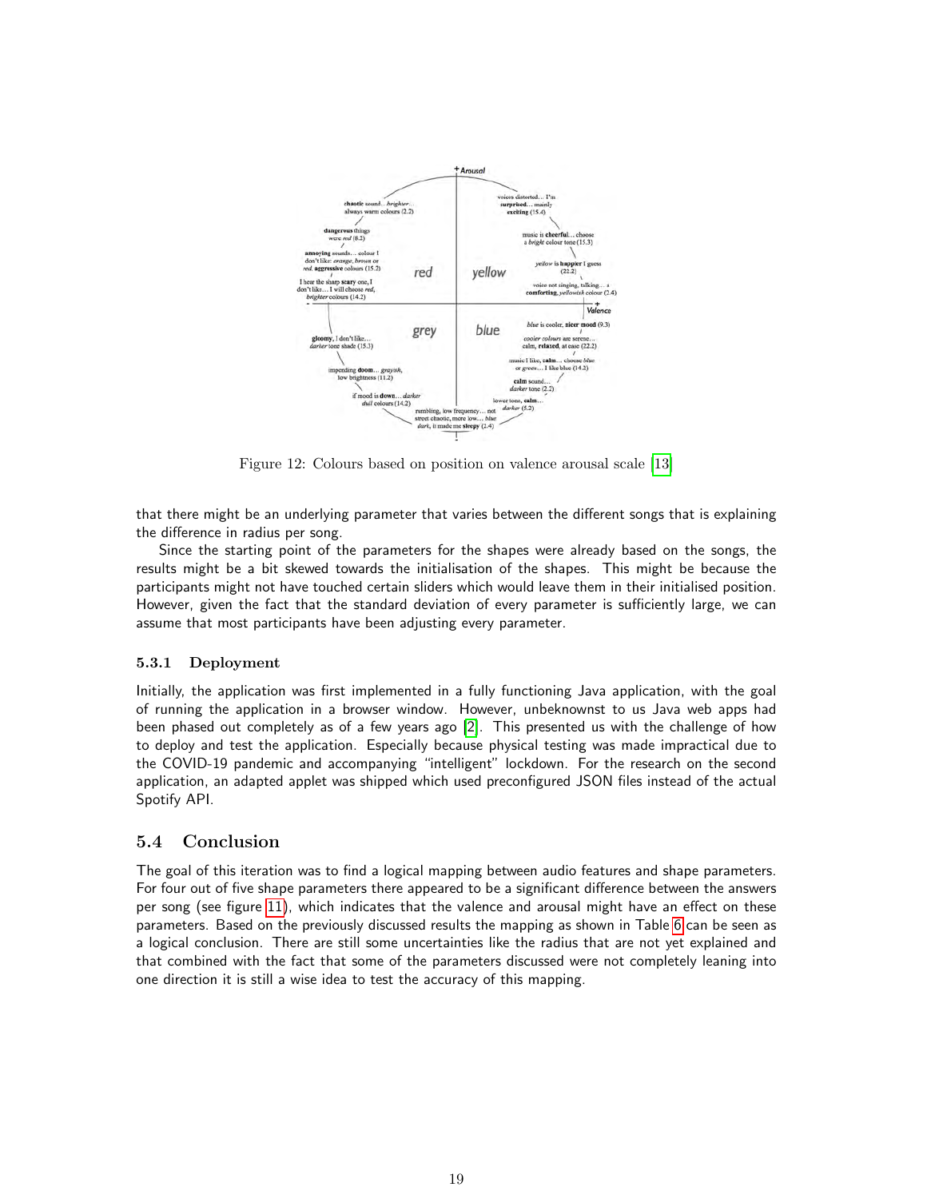Figure 12: Colours based on position on valence arousal scale [13]

that there might be an underlying parameter that varies between the different songs that is explaining the difference in radius per song.

Since the starting point of the parameters for the shapes were already based on the songs, the results might be a bit skewed towards the initialisation of the shapes. This might be because the participants might not have touched certain sliders which would leave them in their initialised position. However, given the fact that the standard deviation of every parameter is sufficiently large, we can assume that most participants have been adjusting every parameter.

### 5.3.1 Deployment

Initially, the application was first implemented in a fully functioning Java application, with the goal of running the application in a browser window. However, unbeknownst to us Java web apps had been phased out completely as of a few years ago [2]. This presented us with the challenge of how to deploy and test the application. Especially because physical testing was made impractical due to the COVID-19 pandemic and accompanying "intelligent" lockdown. For the research on the second application, an adapted applet was shipped which used preconfigured JSON files instead of the actual Spotify API.

## 5.4 Conclusion

The goal of this iteration was to find a logical mapping between audio features and shape parameters. For four out of five shape parameters there appeared to be a significant difference between the answers per song (see figure 11), which indicates that the valence and arousal might have an effect on these parameters. Based on the previously discussed results the mapping as shown in Table 6 can be seen as a logical conclusion. There are still some uncertainties like the radius that are not yet explained and that combined with the fact that some of the parameters discussed were not completely leaning into one direction it is still a wise idea to test the accuracy of this mapping.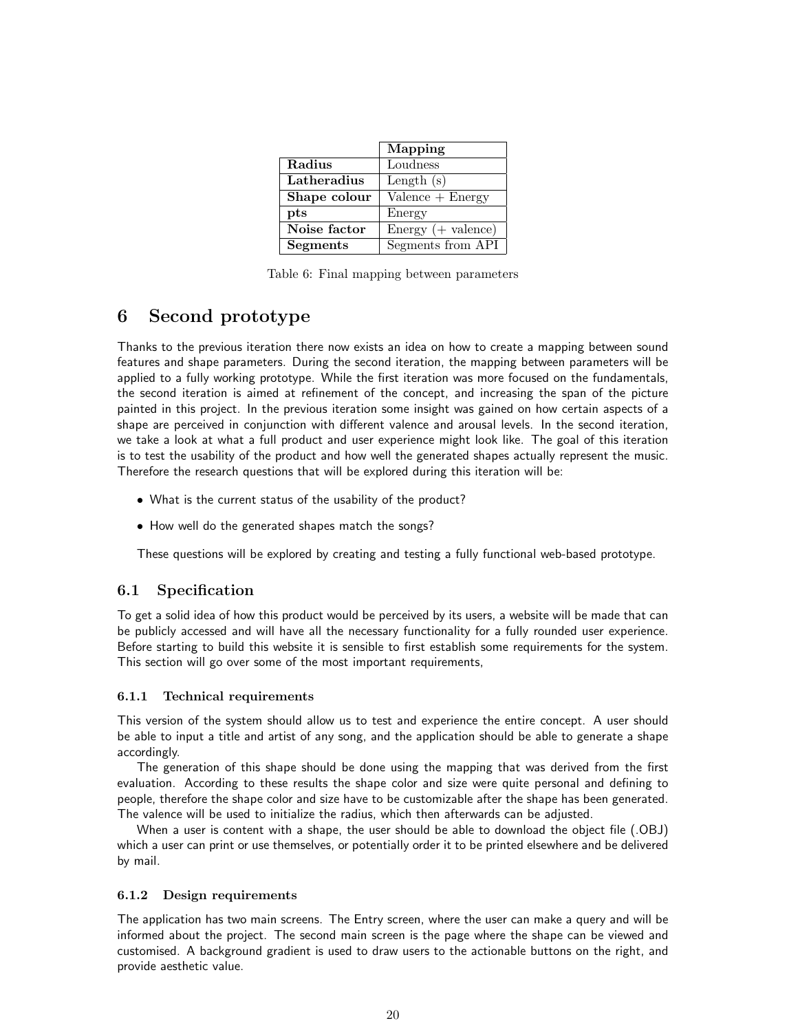| | Mapping |
|---|---|
| **Radius** | Loudness |
| **Latheradius** | Length (s) |
| **Shape colour** | Valence + Energy |
| **pts** | Energy |
| **Noise factor** | Energy (+ valence) |
| **Segments** | Segments from API |

Table 6: Final mapping between parameters

# 6 Second prototype

Thanks to the previous iteration there now exists an idea on how to create a mapping between sound features and shape parameters. During the second iteration, the mapping between parameters will be applied to a fully working prototype. While the first iteration was more focused on the fundamentals, the second iteration is aimed at refinement of the concept, and increasing the span of the picture painted in this project. In the previous iteration some insight was gained on how certain aspects of a shape are perceived in conjunction with different valence and arousal levels. In the second iteration, we take a look at what a full product and user experience might look like. The goal of this iteration is to test the usability of the product and how well the generated shapes actually represent the music. Therefore the research questions that will be explored during this iteration will be:

- What is the current status of the usability of the product?
- How well do the generated shapes match the songs?

These questions will be explored by creating and testing a fully functional web-based prototype.

## 6.1 Specification

To get a solid idea of how this product would be perceived by its users, a website will be made that can be publicly accessed and will have all the necessary functionality for a fully rounded user experience. Before starting to build this website it is sensible to first establish some requirements for the system. This section will go over some of the most important requirements,

### 6.1.1 Technical requirements

This version of the system should allow us to test and experience the entire concept. A user should be able to input a title and artist of any song, and the application should be able to generate a shape accordingly.

The generation of this shape should be done using the mapping that was derived from the first evaluation. According to these results the shape color and size were quite personal and defining to people, therefore the shape color and size have to be customizable after the shape has been generated. The valence will be used to initialize the radius, which then afterwards can be adjusted.

When a user is content with a shape, the user should be able to download the object file (.OBJ) which a user can print or use themselves, or potentially order it to be printed elsewhere and be delivered by mail.

### 6.1.2 Design requirements

The application has two main screens. The Entry screen, where the user can make a query and will be informed about the project. The second main screen is the page where the shape can be viewed and customised. A background gradient is used to draw users to the actionable buttons on the right, and provide aesthetic value.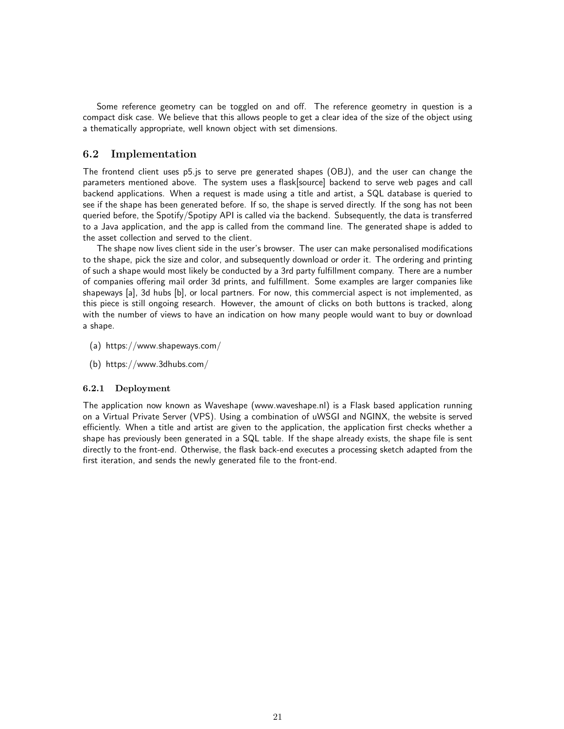Some reference geometry can be toggled on and off. The reference geometry in question is a compact disk case. We believe that this allows people to get a clear idea of the size of the object using a thematically appropriate, well known object with set dimensions.

## 6.2 Implementation

The frontend client uses p5.js to serve pre generated shapes (OBJ), and the user can change the parameters mentioned above. The system uses a flask[source] backend to serve web pages and call backend applications. When a request is made using a title and artist, a SQL database is queried to see if the shape has been generated before. If so, the shape is served directly. If the song has not been queried before, the Spotify/Spotipy API is called via the backend. Subsequently, the data is transferred to a Java application, and the app is called from the command line. The generated shape is added to the asset collection and served to the client.

The shape now lives client side in the user's browser. The user can make personalised modifications to the shape, pick the size and color, and subsequently download or order it. The ordering and printing of such a shape would most likely be conducted by a 3rd party fulfillment company. There are a number of companies offering mail order 3d prints, and fulfillment. Some examples are larger companies like shapeways [a], 3d hubs [b], or local partners. For now, this commercial aspect is not implemented, as this piece is still ongoing research. However, the amount of clicks on both buttons is tracked, along with the number of views to have an indication on how many people would want to buy or download a shape.

(a) https://www.shapeways.com/

(b) https://www.3dhubs.com/

### 6.2.1 Deployment

The application now known as Waveshape (www.waveshape.nl) is a Flask based application running on a Virtual Private Server (VPS). Using a combination of uWSGI and NGINX, the website is served efficiently. When a title and artist are given to the application, the application first checks whether a shape has previously been generated in a SQL table. If the shape already exists, the shape file is sent directly to the front-end. Otherwise, the flask back-end executes a processing sketch adapted from the first iteration, and sends the newly generated file to the front-end.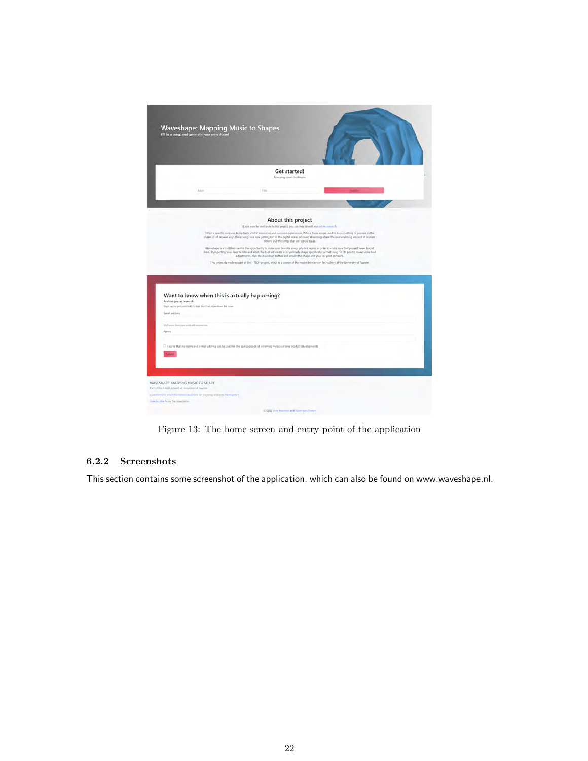Figure 13: The home screen and entry point of the application

### 6.2.2 Screenshots

This section contains some screenshot of the application, which can also be found on www.waveshape.nl.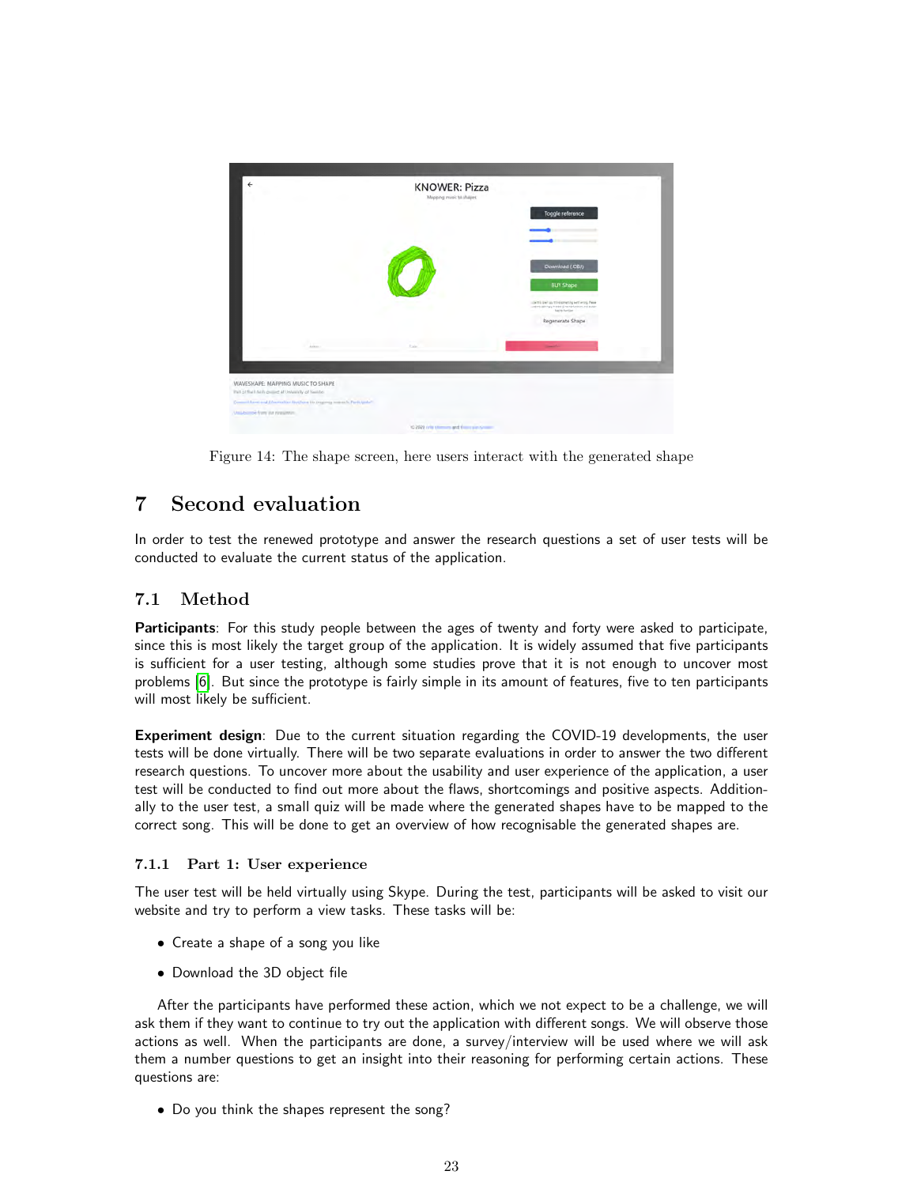Figure 14: The shape screen, here users interact with the generated shape

# 7 Second evaluation

In order to test the renewed prototype and answer the research questions a set of user tests will be conducted to evaluate the current status of the application.

## 7.1 Method

**Participants**: For this study people between the ages of twenty and forty were asked to participate, since this is most likely the target group of the application. It is widely assumed that five participants is sufficient for a user testing, although some studies prove that it is not enough to uncover most problems [6]. But since the prototype is fairly simple in its amount of features, five to ten participants will most likely be sufficient.

**Experiment design**: Due to the current situation regarding the COVID-19 developments, the user tests will be done virtually. There will be two separate evaluations in order to answer the two different research questions. To uncover more about the usability and user experience of the application, a user test will be conducted to find out more about the flaws, shortcomings and positive aspects. Additionally to the user test, a small quiz will be made where the generated shapes have to be mapped to the correct song. This will be done to get an overview of how recognisable the generated shapes are.

### 7.1.1 Part 1: User experience

The user test will be held virtually using Skype. During the test, participants will be asked to visit our website and try to perform a view tasks. These tasks will be:

- Create a shape of a song you like
- Download the 3D object file

After the participants have performed these action, which we not expect to be a challenge, we will ask them if they want to continue to try out the application with different songs. We will observe those actions as well. When the participants are done, a survey/interview will be used where we will ask them a number questions to get an insight into their reasoning for performing certain actions. These questions are:

- Do you think the shapes represent the song?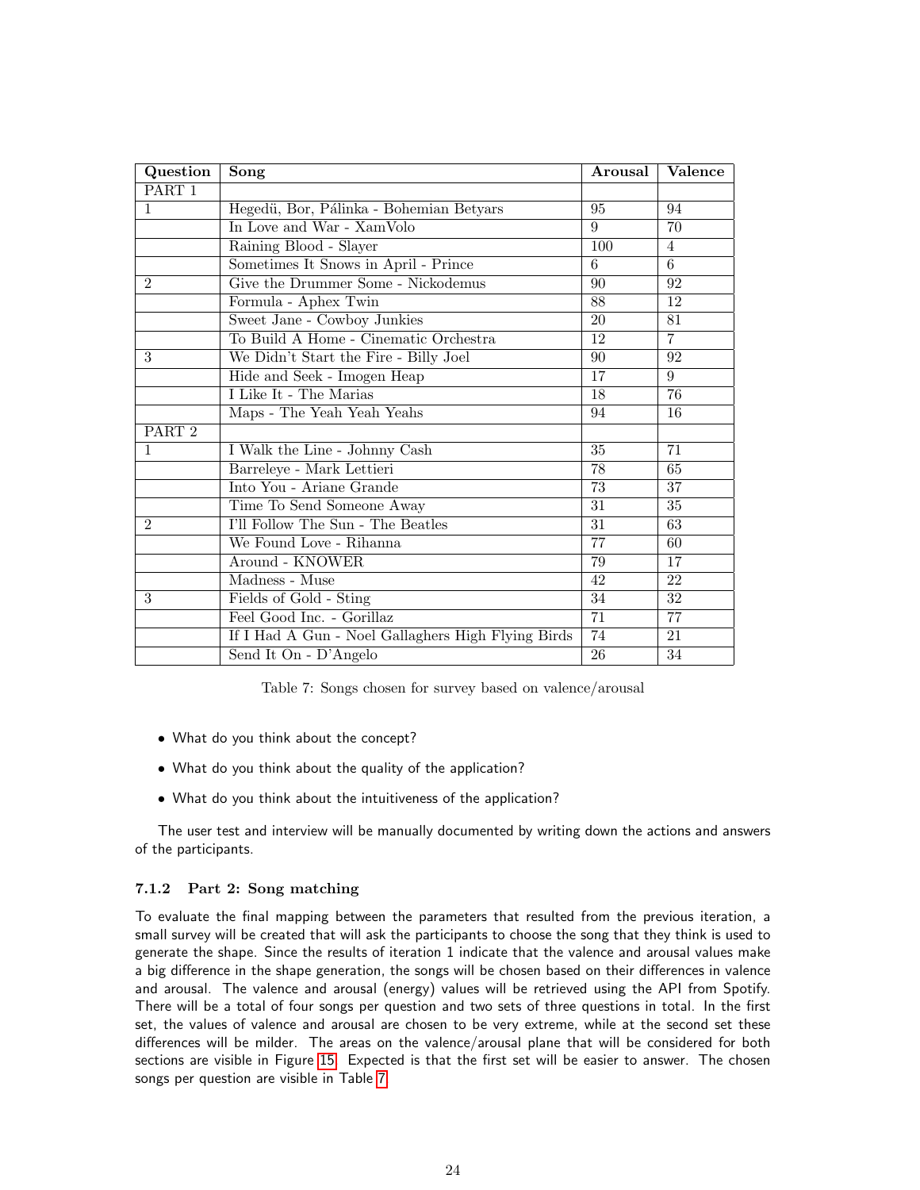| Question | Song | Arousal | Valence |
|---|---|---|---|
| PART 1 | | | |
| 1 | Hegedü, Bor, Pálinka - Bohemian Betyars | 95 | 94 |
| | In Love and War - XamVolo | 9 | 70 |
| | Raining Blood - Slayer | 100 | 4 |
| | Sometimes It Snows in April - Prince | 6 | 6 |
| 2 | Give the Drummer Some - Nickodemus | 90 | 92 |
| | Formula - Aphex Twin | 88 | 12 |
| | Sweet Jane - Cowboy Junkies | 20 | 81 |
| | To Build A Home - Cinematic Orchestra | 12 | 7 |
| 3 | We Didn't Start the Fire - Billy Joel | 90 | 92 |
| | Hide and Seek - Imogen Heap | 17 | 9 |
| | I Like It - The Marias | 18 | 76 |
| | Maps - The Yeah Yeah Yeahs | 94 | 16 |
| PART 2 | | | |
| 1 | I Walk the Line - Johnny Cash | 35 | 71 |
| | Barreleye - Mark Lettieri | 78 | 65 |
| | Into You - Ariane Grande | 73 | 37 |
| | Time To Send Someone Away | 31 | 35 |
| 2 | I'll Follow The Sun - The Beatles | 31 | 63 |
| | We Found Love - Rihanna | 77 | 60 |
| | Around - KNOWER | 79 | 17 |
| | Madness - Muse | 42 | 22 |
| 3 | Fields of Gold - Sting | 34 | 32 |
| | Feel Good Inc. - Gorillaz | 71 | 77 |
| | If I Had A Gun - Noel Gallaghers High Flying Birds | 74 | 21 |
| | Send It On - D'Angelo | 26 | 34 |

Table 7: Songs chosen for survey based on valence/arousal

- What do you think about the concept?
- What do you think about the quality of the application?
- What do you think about the intuitiveness of the application?

The user test and interview will be manually documented by writing down the actions and answers of the participants.

### 7.1.2 Part 2: Song matching

To evaluate the final mapping between the parameters that resulted from the previous iteration, a small survey will be created that will ask the participants to choose the song that they think is used to generate the shape. Since the results of iteration 1 indicate that the valence and arousal values make a big difference in the shape generation, the songs will be chosen based on their differences in valence and arousal. The valence and arousal (energy) values will be retrieved using the API from Spotify. There will be a total of four songs per question and two sets of three questions in total. In the first set, the values of valence and arousal are chosen to be very extreme, while at the second set these differences will be milder. The areas on the valence/arousal plane that will be considered for both sections are visible in Figure 15. Expected is that the first set will be easier to answer. The chosen songs per question are visible in Table 7.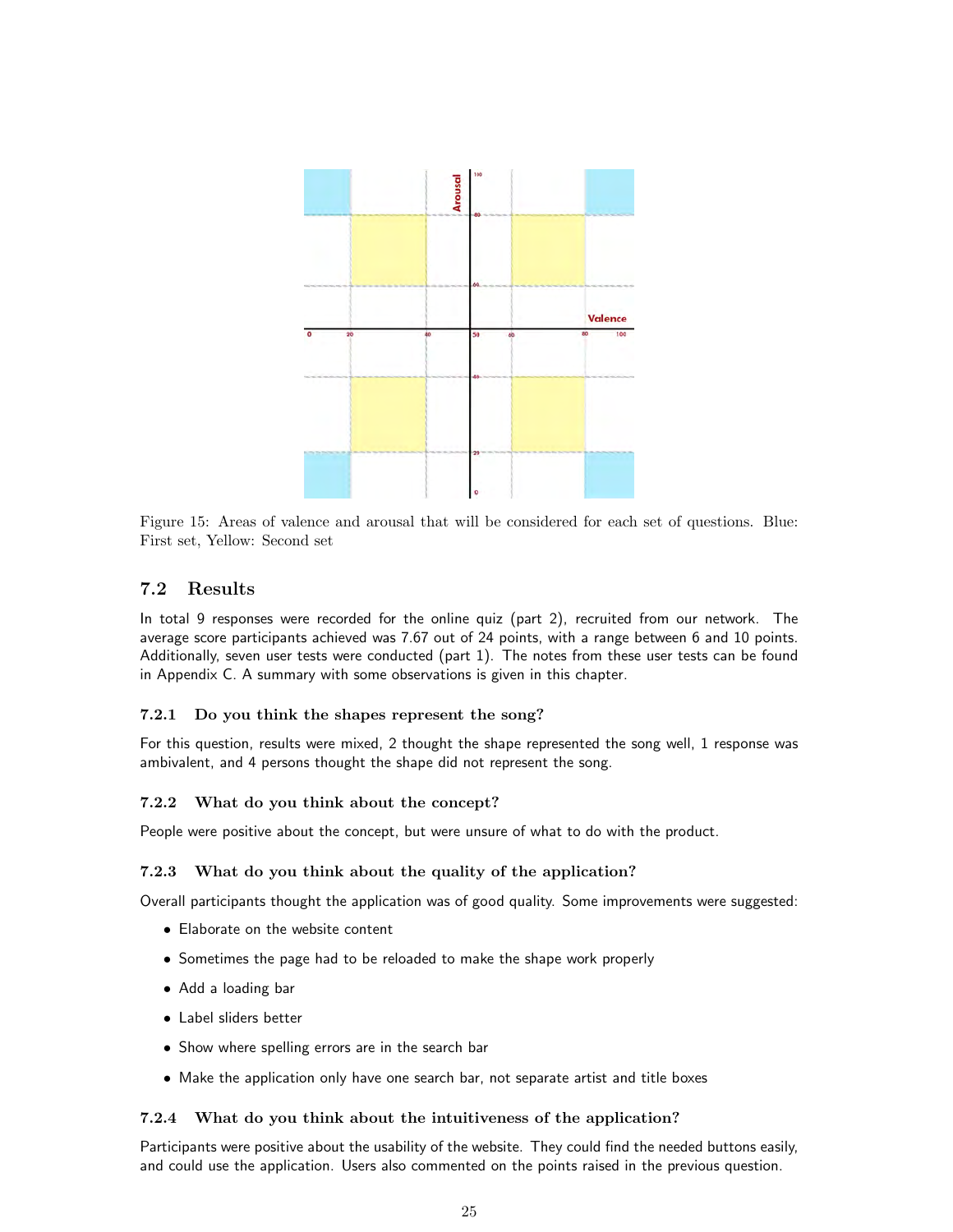Figure 15: Areas of valence and arousal that will be considered for each set of questions. Blue: First set, Yellow: Second set

## 7.2 Results

In total 9 responses were recorded for the online quiz (part 2), recruited from our network. The average score participants achieved was 7.67 out of 24 points, with a range between 6 and 10 points. Additionally, seven user tests were conducted (part 1). The notes from these user tests can be found in Appendix C. A summary with some observations is given in this chapter.

### 7.2.1 Do you think the shapes represent the song?

For this question, results were mixed, 2 thought the shape represented the song well, 1 response was ambivalent, and 4 persons thought the shape did not represent the song.

### 7.2.2 What do you think about the concept?

People were positive about the concept, but were unsure of what to do with the product.

### 7.2.3 What do you think about the quality of the application?

Overall participants thought the application was of good quality. Some improvements were suggested:

- Elaborate on the website content
- Sometimes the page had to be reloaded to make the shape work properly
- Add a loading bar
- Label sliders better
- Show where spelling errors are in the search bar
- Make the application only have one search bar, not separate artist and title boxes

### 7.2.4 What do you think about the intuitiveness of the application?

Participants were positive about the usability of the website. They could find the needed buttons easily, and could use the application. Users also commented on the points raised in the previous question.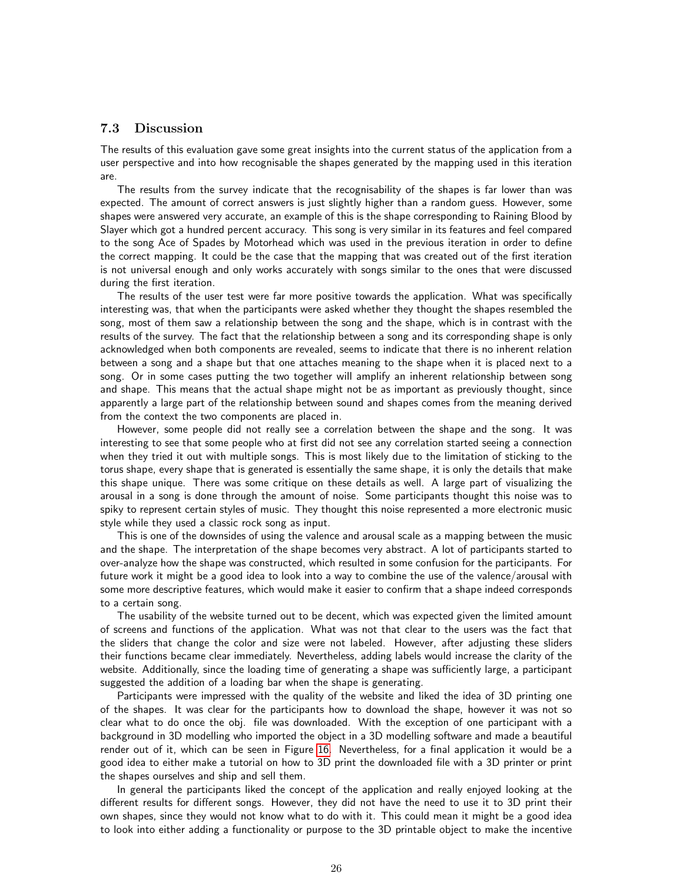### 7.3 Discussion

The results of this evaluation gave some great insights into the current status of the application from a user perspective and into how recognisable the shapes generated by the mapping used in this iteration are.

The results from the survey indicate that the recognisability of the shapes is far lower than was expected. The amount of correct answers is just slightly higher than a random guess. However, some shapes were answered very accurate, an example of this is the shape corresponding to Raining Blood by Slayer which got a hundred percent accuracy. This song is very similar in its features and feel compared to the song Ace of Spades by Motorhead which was used in the previous iteration in order to define the correct mapping. It could be the case that the mapping that was created out of the first iteration is not universal enough and only works accurately with songs similar to the ones that were discussed during the first iteration.

The results of the user test were far more positive towards the application. What was specifically interesting was, that when the participants were asked whether they thought the shapes resembled the song, most of them saw a relationship between the song and the shape, which is in contrast with the results of the survey. The fact that the relationship between a song and its corresponding shape is only acknowledged when both components are revealed, seems to indicate that there is no inherent relation between a song and a shape but that one attaches meaning to the shape when it is placed next to a song. Or in some cases putting the two together will amplify an inherent relationship between song and shape. This means that the actual shape might not be as important as previously thought, since apparently a large part of the relationship between sound and shapes comes from the meaning derived from the context the two components are placed in.

However, some people did not really see a correlation between the shape and the song. It was interesting to see that some people who at first did not see any correlation started seeing a connection when they tried it out with multiple songs. This is most likely due to the limitation of sticking to the torus shape, every shape that is generated is essentially the same shape, it is only the details that make this shape unique. There was some critique on these details as well. A large part of visualizing the arousal in a song is done through the amount of noise. Some participants thought this noise was to spiky to represent certain styles of music. They thought this noise represented a more electronic music style while they used a classic rock song as input.

This is one of the downsides of using the valence and arousal scale as a mapping between the music and the shape. The interpretation of the shape becomes very abstract. A lot of participants started to over-analyze how the shape was constructed, which resulted in some confusion for the participants. For future work it might be a good idea to look into a way to combine the use of the valence/arousal with some more descriptive features, which would make it easier to confirm that a shape indeed corresponds to a certain song.

The usability of the website turned out to be decent, which was expected given the limited amount of screens and functions of the application. What was not that clear to the users was the fact that the sliders that change the color and size were not labeled. However, after adjusting these sliders their functions became clear immediately. Nevertheless, adding labels would increase the clarity of the website. Additionally, since the loading time of generating a shape was sufficiently large, a participant suggested the addition of a loading bar when the shape is generating.

Participants were impressed with the quality of the website and liked the idea of 3D printing one of the shapes. It was clear for the participants how to download the shape, however it was not so clear what to do once the obj. file was downloaded. With the exception of one participant with a background in 3D modelling who imported the object in a 3D modelling software and made a beautiful render out of it, which can be seen in Figure 16. Nevertheless, for a final application it would be a good idea to either make a tutorial on how to 3D print the downloaded file with a 3D printer or print the shapes ourselves and ship and sell them.

In general the participants liked the concept of the application and really enjoyed looking at the different results for different songs. However, they did not have the need to use it to 3D print their own shapes, since they would not know what to do with it. This could mean it might be a good idea to look into either adding a functionality or purpose to the 3D printable object to make the incentive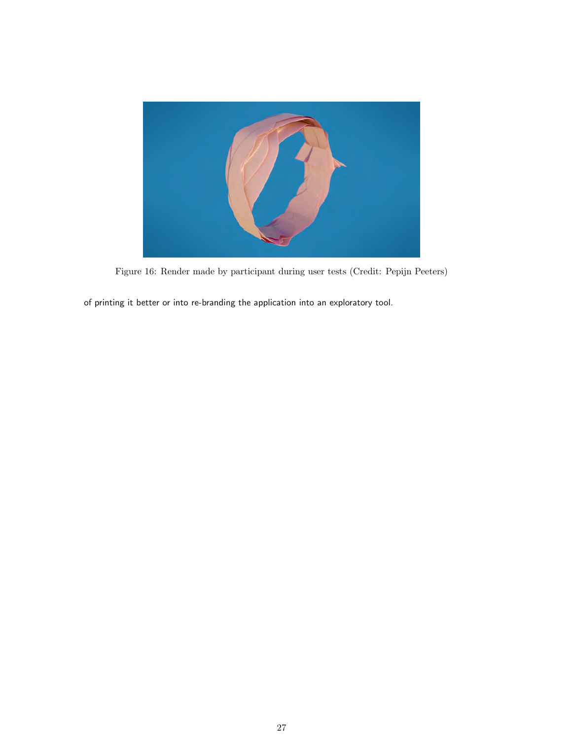Figure 16: Render made by participant during user tests (Credit: Pepijn Peeters)

of printing it better or into re-branding the application into an exploratory tool.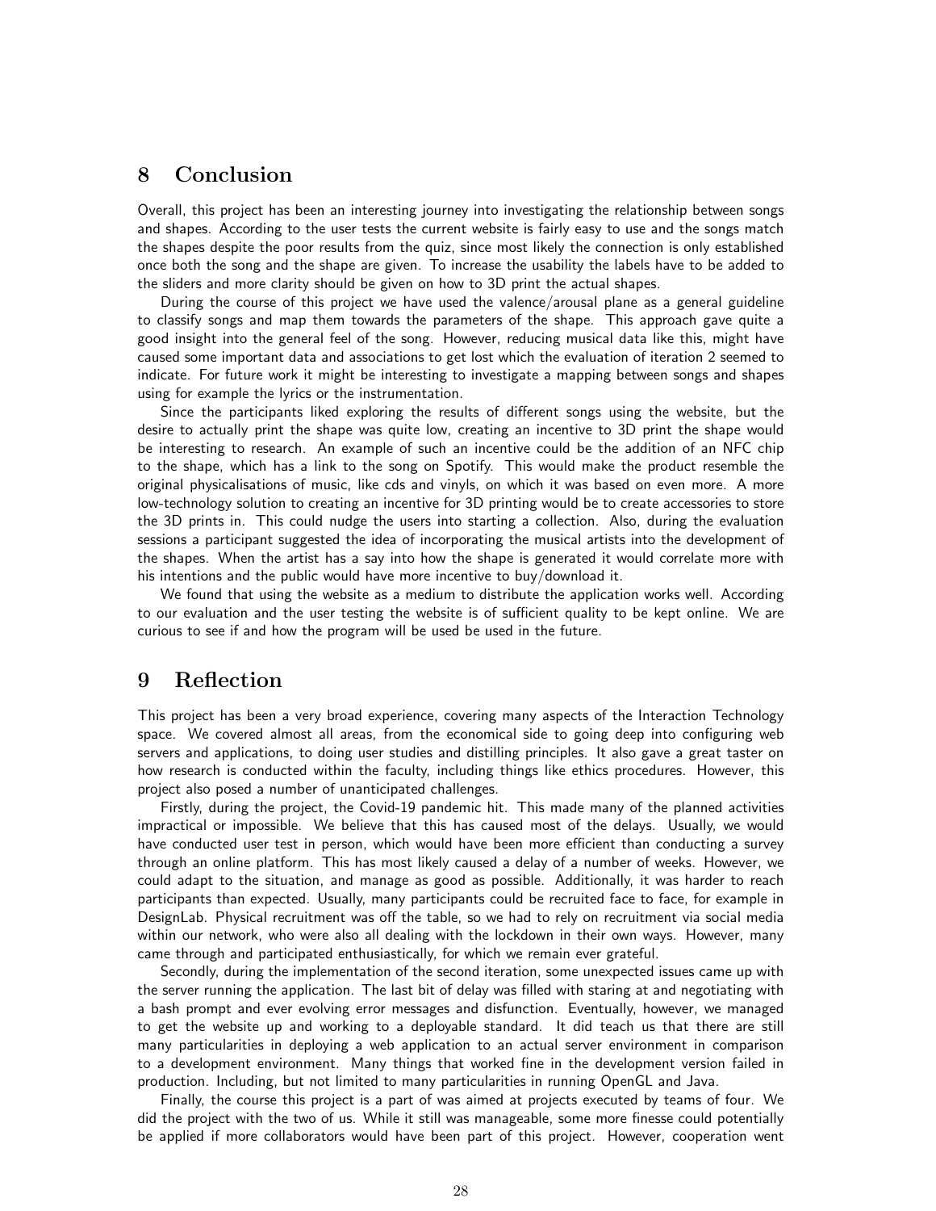## 8 Conclusion

Overall, this project has been an interesting journey into investigating the relationship between songs and shapes. According to the user tests the current website is fairly easy to use and the songs match the shapes despite the poor results from the quiz, since most likely the connection is only established once both the song and the shape are given. To increase the usability the labels have to be added to the sliders and more clarity should be given on how to 3D print the actual shapes.

During the course of this project we have used the valence/arousal plane as a general guideline to classify songs and map them towards the parameters of the shape. This approach gave quite a good insight into the general feel of the song. However, reducing musical data like this, might have caused some important data and associations to get lost which the evaluation of iteration 2 seemed to indicate. For future work it might be interesting to investigate a mapping between songs and shapes using for example the lyrics or the instrumentation.

Since the participants liked exploring the results of different songs using the website, but the desire to actually print the shape was quite low, creating an incentive to 3D print the shape would be interesting to research. An example of such an incentive could be the addition of an NFC chip to the shape, which has a link to the song on Spotify. This would make the product resemble the original physicalisations of music, like cds and vinyls, on which it was based on even more. A more low-technology solution to creating an incentive for 3D printing would be to create accessories to store the 3D prints in. This could nudge the users into starting a collection. Also, during the evaluation sessions a participant suggested the idea of incorporating the musical artists into the development of the shapes. When the artist has a say into how the shape is generated it would correlate more with his intentions and the public would have more incentive to buy/download it.

We found that using the website as a medium to distribute the application works well. According to our evaluation and the user testing the website is of sufficient quality to be kept online. We are curious to see if and how the program will be used be used in the future.

## 9 Reflection

This project has been a very broad experience, covering many aspects of the Interaction Technology space. We covered almost all areas, from the economical side to going deep into configuring web servers and applications, to doing user studies and distilling principles. It also gave a great taster on how research is conducted within the faculty, including things like ethics procedures. However, this project also posed a number of unanticipated challenges.

Firstly, during the project, the Covid-19 pandemic hit. This made many of the planned activities impractical or impossible. We believe that this has caused most of the delays. Usually, we would have conducted user test in person, which would have been more efficient than conducting a survey through an online platform. This has most likely caused a delay of a number of weeks. However, we could adapt to the situation, and manage as good as possible. Additionally, it was harder to reach participants than expected. Usually, many participants could be recruited face to face, for example in DesignLab. Physical recruitment was off the table, so we had to rely on recruitment via social media within our network, who were also all dealing with the lockdown in their own ways. However, many came through and participated enthusiastically, for which we remain ever grateful.

Secondly, during the implementation of the second iteration, some unexpected issues came up with the server running the application. The last bit of delay was filled with staring at and negotiating with a bash prompt and ever evolving error messages and disfunction. Eventually, however, we managed to get the website up and working to a deployable standard. It did teach us that there are still many particularities in deploying a web application to an actual server environment in comparison to a development environment. Many things that worked fine in the development version failed in production. Including, but not limited to many particularities in running OpenGL and Java.

Finally, the course this project is a part of was aimed at projects executed by teams of four. We did the project with the two of us. While it still was manageable, some more finesse could potentially be applied if more collaborators would have been part of this project. However, cooperation went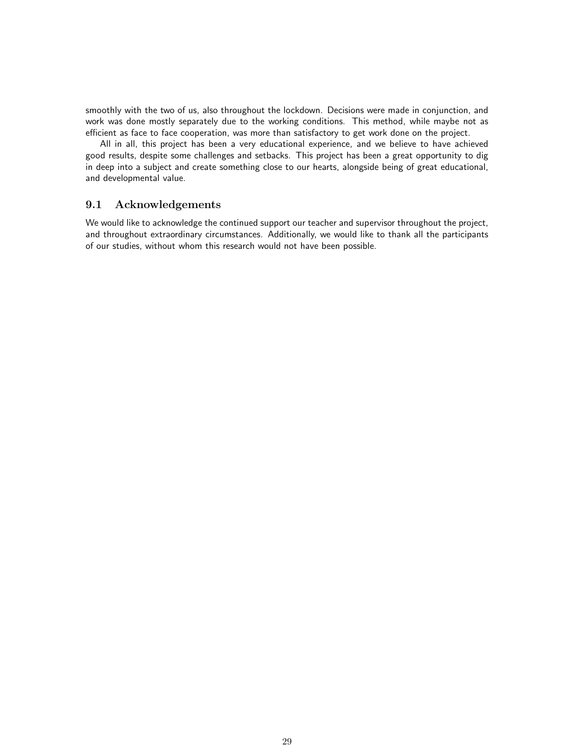smoothly with the two of us, also throughout the lockdown. Decisions were made in conjunction, and work was done mostly separately due to the working conditions. This method, while maybe not as efficient as face to face cooperation, was more than satisfactory to get work done on the project.

All in all, this project has been a very educational experience, and we believe to have achieved good results, despite some challenges and setbacks. This project has been a great opportunity to dig in deep into a subject and create something close to our hearts, alongside being of great educational, and developmental value.

## 9.1 Acknowledgements

We would like to acknowledge the continued support our teacher and supervisor throughout the project, and throughout extraordinary circumstances. Additionally, we would like to thank all the participants of our studies, without whom this research would not have been possible.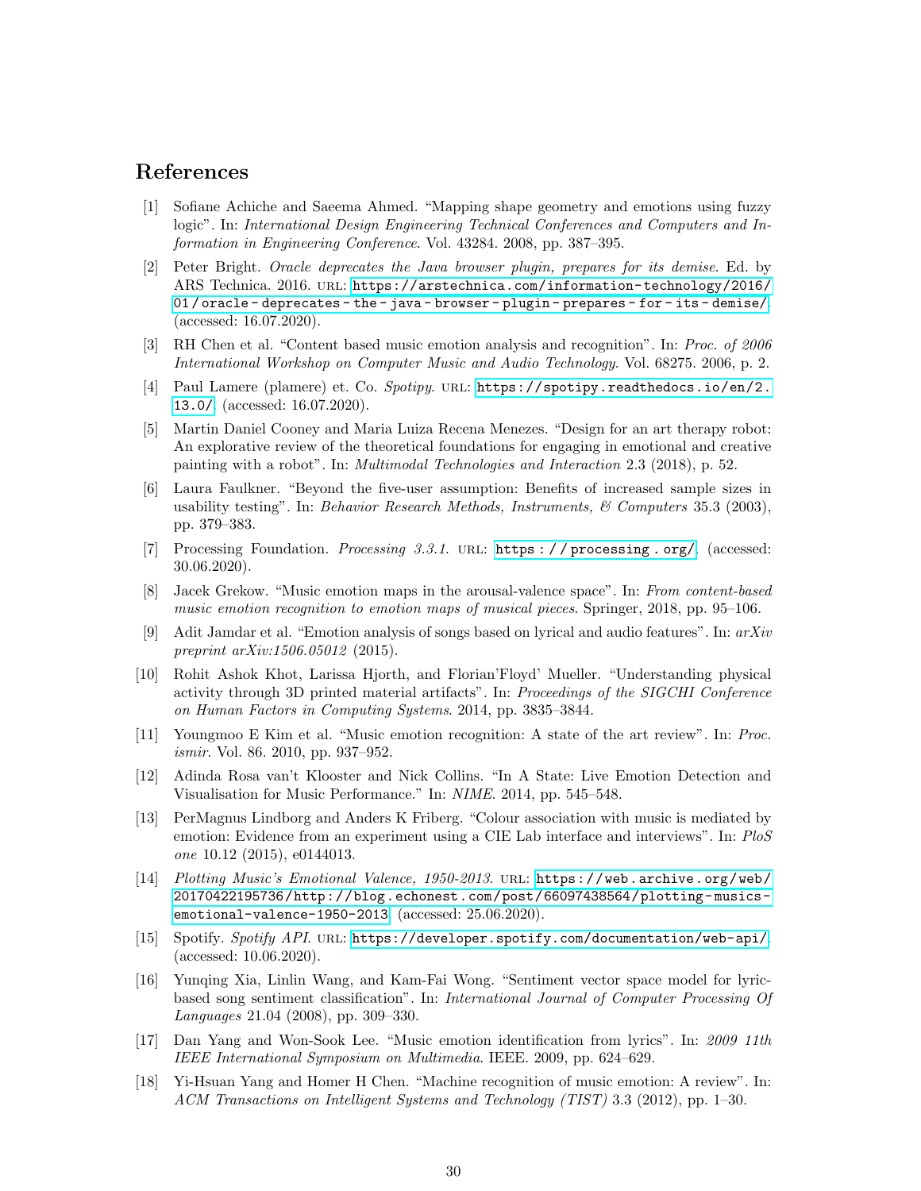## References

[1] Sofiane Achiche and Saeema Ahmed. "Mapping shape geometry and emotions using fuzzy logic". In: *International Design Engineering Technical Conferences and Computers and Information in Engineering Conference*. Vol. 43284. 2008, pp. 387–395.

[2] Peter Bright. *Oracle deprecates the Java browser plugin, prepares for its demise*. Ed. by ARS Technica. 2016. URL: https://arstechnica.com/information-technology/2016/01/oracle-deprecates-the-java-browser-plugin-prepares-for-its-demise/. (accessed: 16.07.2020).

[3] RH Chen et al. "Content based music emotion analysis and recognition". In: *Proc. of 2006 International Workshop on Computer Music and Audio Technology*. Vol. 68275. 2006, p. 2.

[4] Paul Lamere (plamere) et. Co. *Spotipy*. URL: https://spotipy.readthedocs.io/en/2.13.0/. (accessed: 16.07.2020).

[5] Martin Daniel Cooney and Maria Luiza Recena Menezes. "Design for an art therapy robot: An explorative review of the theoretical foundations for engaging in emotional and creative painting with a robot". In: *Multimodal Technologies and Interaction* 2.3 (2018), p. 52.

[6] Laura Faulkner. "Beyond the five-user assumption: Benefits of increased sample sizes in usability testing". In: *Behavior Research Methods, Instruments, & Computers* 35.3 (2003), pp. 379–383.

[7] Processing Foundation. *Processing 3.3.1*. URL: https://processing.org/. (accessed: 30.06.2020).

[8] Jacek Grekow. "Music emotion maps in the arousal-valence space". In: *From content-based music emotion recognition to emotion maps of musical pieces*. Springer, 2018, pp. 95–106.

[9] Adit Jamdar et al. "Emotion analysis of songs based on lyrical and audio features". In: *arXiv preprint arXiv:1506.05012* (2015).

[10] Rohit Ashok Khot, Larissa Hjorth, and Florian'Floyd' Mueller. "Understanding physical activity through 3D printed material artifacts". In: *Proceedings of the SIGCHI Conference on Human Factors in Computing Systems*. 2014, pp. 3835–3844.

[11] Youngmoo E Kim et al. "Music emotion recognition: A state of the art review". In: *Proc. ismir*. Vol. 86. 2010, pp. 937–952.

[12] Adinda Rosa van't Klooster and Nick Collins. "In A State: Live Emotion Detection and Visualisation for Music Performance." In: *NIME*. 2014, pp. 545–548.

[13] PerMagnus Lindborg and Anders K Friberg. "Colour association with music is mediated by emotion: Evidence from an experiment using a CIE Lab interface and interviews". In: *PloS one* 10.12 (2015), e0144013.

[14] *Plotting Music's Emotional Valence, 1950-2013*. URL: https://web.archive.org/web/20170422195736/http://blog.echonest.com/post/66097438564/plotting-musics-emotional-valence-1950-2013. (accessed: 25.06.2020).

[15] Spotify. *Spotify API*. URL: https://developer.spotify.com/documentation/web-api/. (accessed: 10.06.2020).

[16] Yunqing Xia, Linlin Wang, and Kam-Fai Wong. "Sentiment vector space model for lyric-based song sentiment classification". In: *International Journal of Computer Processing Of Languages* 21.04 (2008), pp. 309–330.

[17] Dan Yang and Won-Sook Lee. "Music emotion identification from lyrics". In: *2009 11th IEEE International Symposium on Multimedia*. IEEE. 2009, pp. 624–629.

[18] Yi-Hsuan Yang and Homer H Chen. "Machine recognition of music emotion: A review". In: *ACM Transactions on Intelligent Systems and Technology (TIST)* 3.3 (2012), pp. 1–30.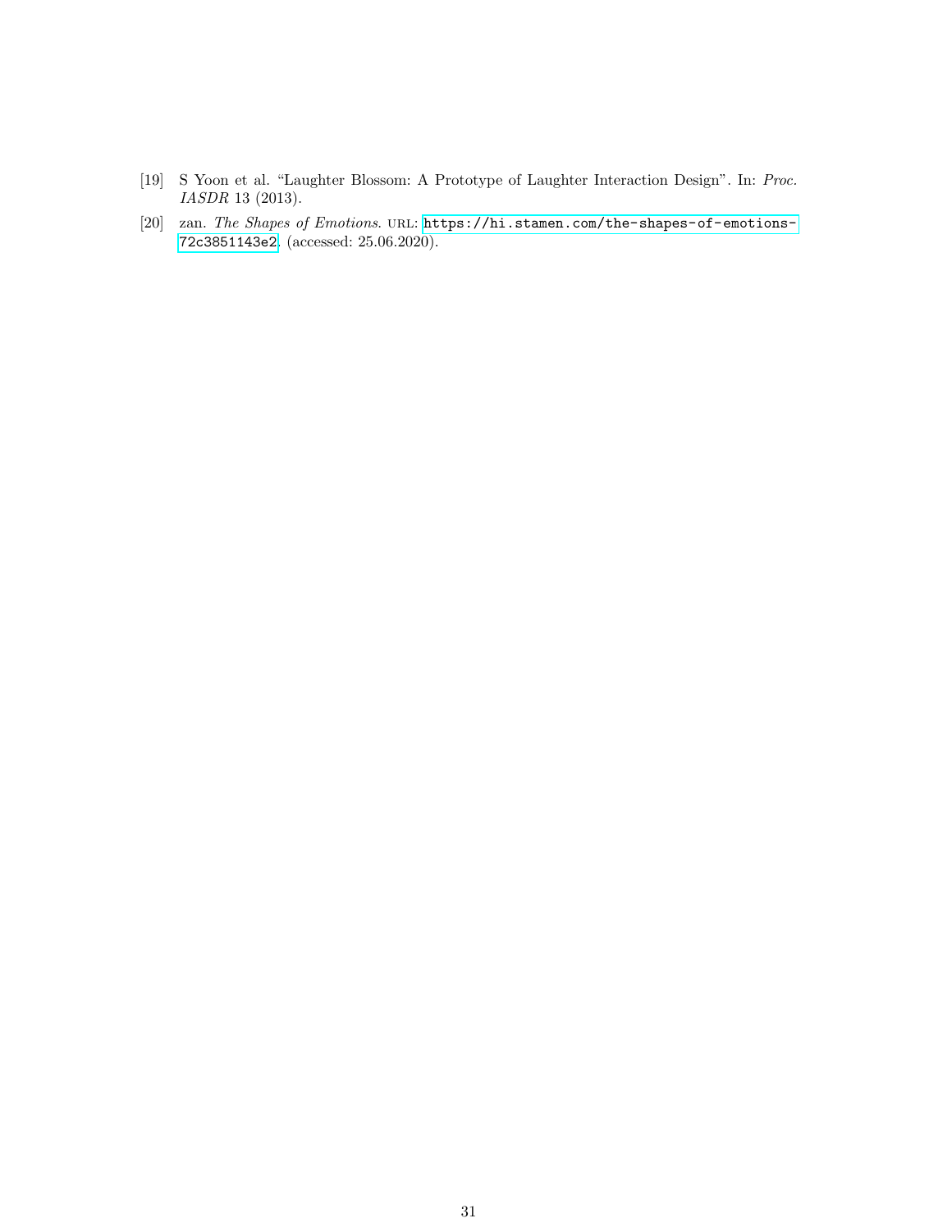[19] S Yoon et al. "Laughter Blossom: A Prototype of Laughter Interaction Design". In: *Proc. IASDR* 13 (2013).

[20] zan. *The Shapes of Emotions*. URL: https://hi.stamen.com/the-shapes-of-emotions-72c3851143e2. (accessed: 25.06.2020).